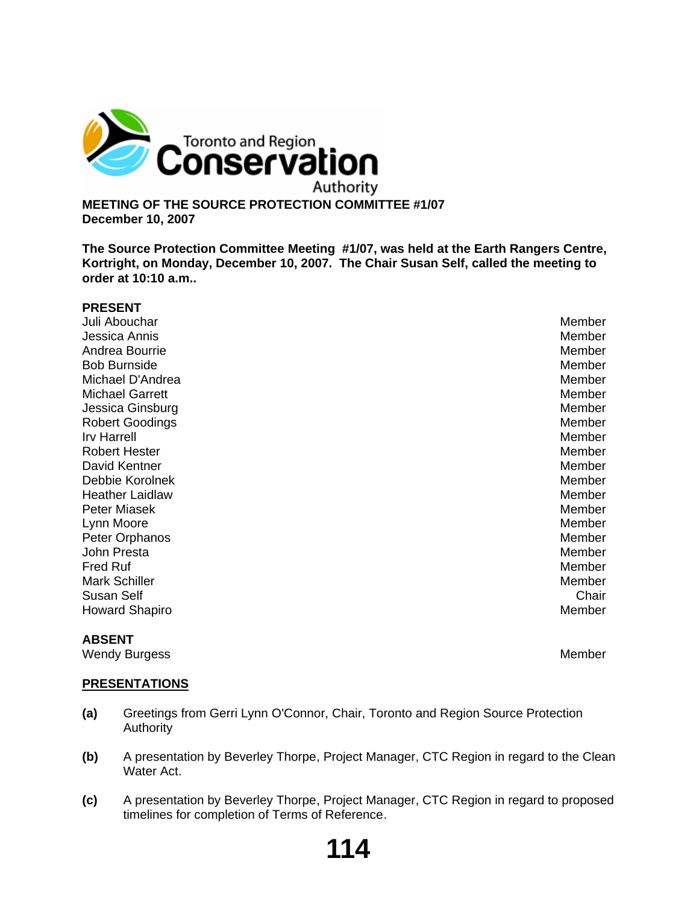Toronto and Region Conservation Authority

**MEETING OF THE SOURCE PROTECTION COMMITTEE #1/07**
**December 10, 2007**

**The Source Protection Committee Meeting #1/07, was held at the Earth Rangers Centre, Kortright, on Monday, December 10, 2007. The Chair Susan Self, called the meeting to order at 10:10 a.m..**

**PRESENT**

| | |
|---|---|
| Juli Abouchar | Member |
| Jessica Annis | Member |
| Andrea Bourrie | Member |
| Bob Burnside | Member |
| Michael D'Andrea | Member |
| Michael Garrett | Member |
| Jessica Ginsburg | Member |
| Robert Goodings | Member |
| Irv Harrell | Member |
| Robert Hester | Member |
| David Kentner | Member |
| Debbie Korolnek | Member |
| Heather Laidlaw | Member |
| Peter Miasek | Member |
| Lynn Moore | Member |
| Peter Orphanos | Member |
| John Presta | Member |
| Fred Ruf | Member |
| Mark Schiller | Member |
| Susan Self | Chair |
| Howard Shapiro | Member |

**ABSENT**

| | |
|---|---|
| Wendy Burgess | Member |

**<u>PRESENTATIONS</u>**

**(a)** Greetings from Gerri Lynn O'Connor, Chair, Toronto and Region Source Protection Authority

**(b)** A presentation by Beverley Thorpe, Project Manager, CTC Region in regard to the Clean Water Act.

**(c)** A presentation by Beverley Thorpe, Project Manager, CTC Region in regard to proposed timelines for completion of Terms of Reference.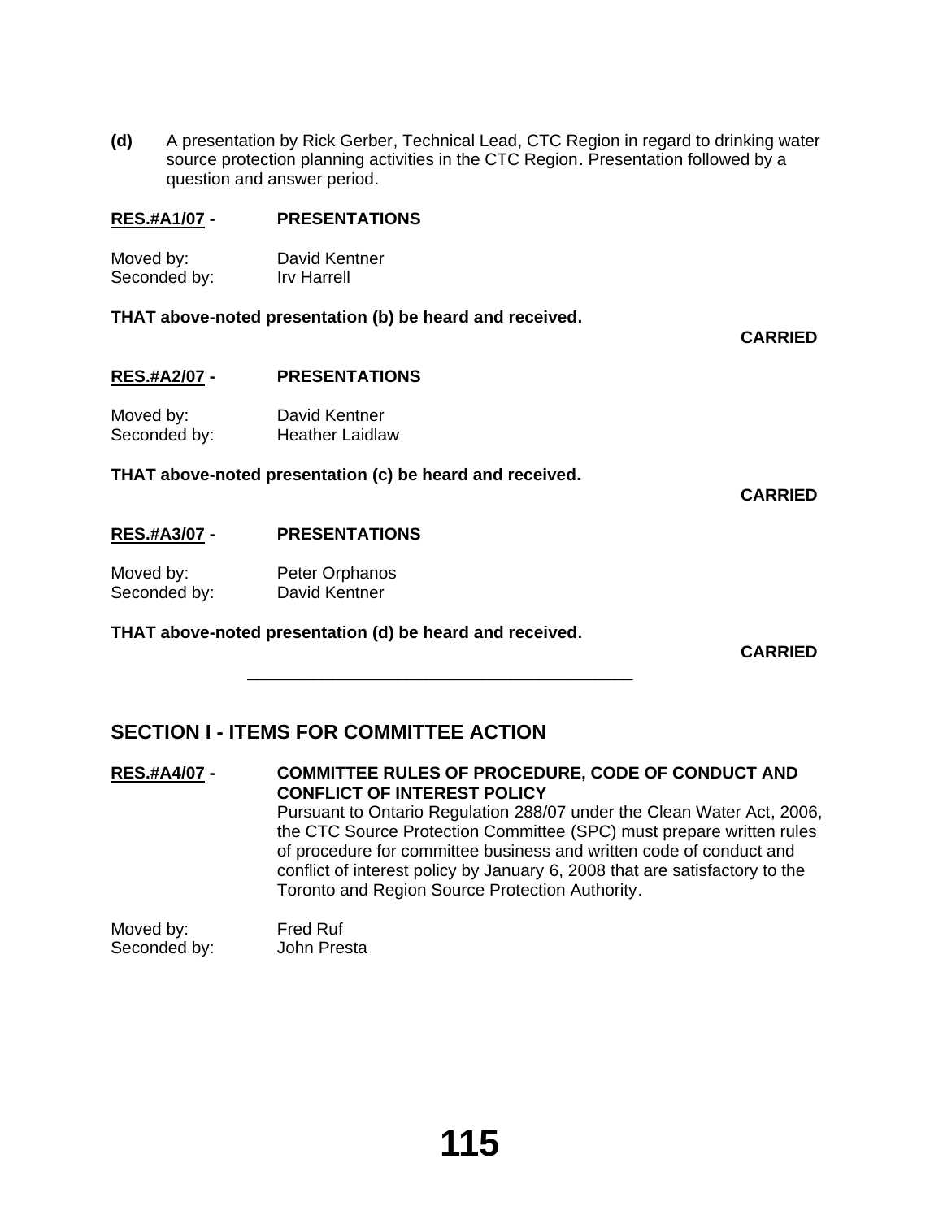**(d)** A presentation by Rick Gerber, Technical Lead, CTC Region in regard to drinking water source protection planning activities in the CTC Region. Presentation followed by a question and answer period.

**<u>RES.#A1/07</u> - PRESENTATIONS**

Moved by: David Kentner
Seconded by: Irv Harrell

**THAT above-noted presentation (b) be heard and received.**

**CARRIED**

**<u>RES.#A2/07</u> - PRESENTATIONS**

Moved by: David Kentner
Seconded by: Heather Laidlaw

**THAT above-noted presentation (c) be heard and received.**

**CARRIED**

**<u>RES.#A3/07</u> - PRESENTATIONS**

Moved by: Peter Orphanos
Seconded by: David Kentner

**THAT above-noted presentation (d) be heard and received.**

**CARRIED**

---

## SECTION I - ITEMS FOR COMMITTEE ACTION

**<u>RES.#A4/07</u> - COMMITTEE RULES OF PROCEDURE, CODE OF CONDUCT AND CONFLICT OF INTEREST POLICY**

Pursuant to Ontario Regulation 288/07 under the Clean Water Act, 2006, the CTC Source Protection Committee (SPC) must prepare written rules of procedure for committee business and written code of conduct and conflict of interest policy by January 6, 2008 that are satisfactory to the Toronto and Region Source Protection Authority.

Moved by: Fred Ruf
Seconded by: John Presta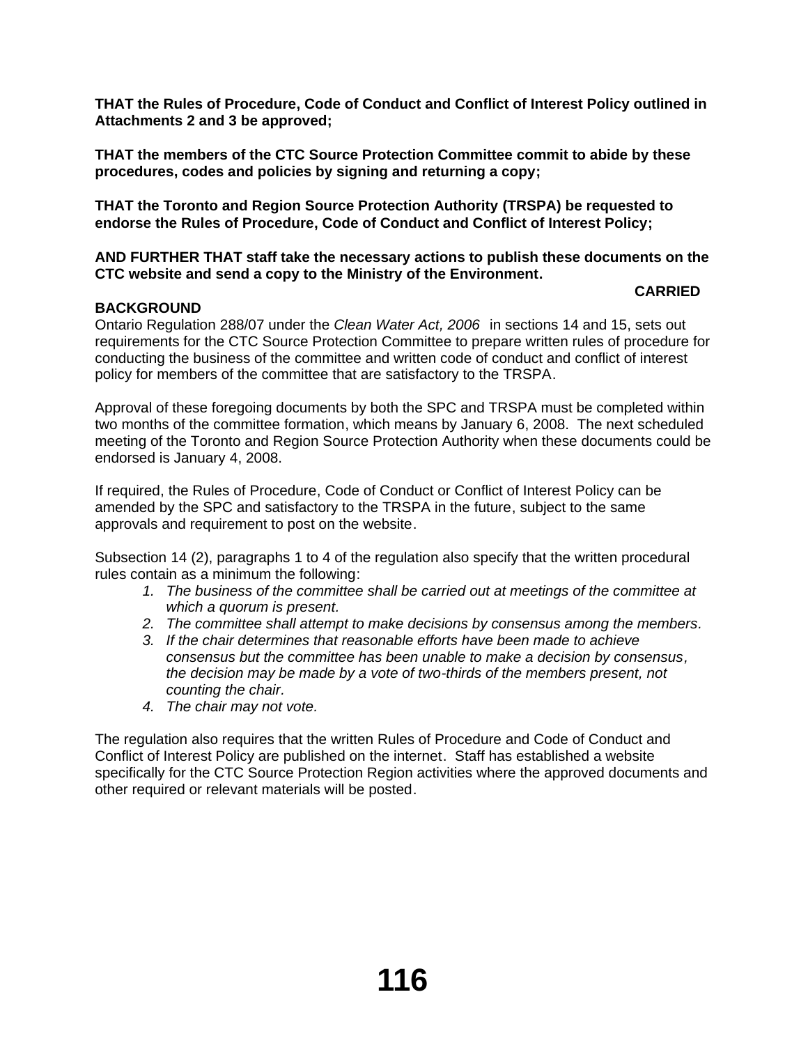**THAT the Rules of Procedure, Code of Conduct and Conflict of Interest Policy outlined in Attachments 2 and 3 be approved;**

**THAT the members of the CTC Source Protection Committee commit to abide by these procedures, codes and policies by signing and returning a copy;**

**THAT the Toronto and Region Source Protection Authority (TRSPA) be requested to endorse the Rules of Procedure, Code of Conduct and Conflict of Interest Policy;**

**AND FURTHER THAT staff take the necessary actions to publish these documents on the CTC website and send a copy to the Ministry of the Environment.**

**CARRIED**

**BACKGROUND**

Ontario Regulation 288/07 under the *Clean Water Act, 2006* in sections 14 and 15, sets out requirements for the CTC Source Protection Committee to prepare written rules of procedure for conducting the business of the committee and written code of conduct and conflict of interest policy for members of the committee that are satisfactory to the TRSPA.

Approval of these foregoing documents by both the SPC and TRSPA must be completed within two months of the committee formation, which means by January 6, 2008. The next scheduled meeting of the Toronto and Region Source Protection Authority when these documents could be endorsed is January 4, 2008.

If required, the Rules of Procedure, Code of Conduct or Conflict of Interest Policy can be amended by the SPC and satisfactory to the TRSPA in the future, subject to the same approvals and requirement to post on the website.

Subsection 14 (2), paragraphs 1 to 4 of the regulation also specify that the written procedural rules contain as a minimum the following:

1. *The business of the committee shall be carried out at meetings of the committee at which a quorum is present.*
2. *The committee shall attempt to make decisions by consensus among the members.*
3. *If the chair determines that reasonable efforts have been made to achieve consensus but the committee has been unable to make a decision by consensus, the decision may be made by a vote of two-thirds of the members present, not counting the chair.*
4. *The chair may not vote.*

The regulation also requires that the written Rules of Procedure and Code of Conduct and Conflict of Interest Policy are published on the internet. Staff has established a website specifically for the CTC Source Protection Region activities where the approved documents and other required or relevant materials will be posted.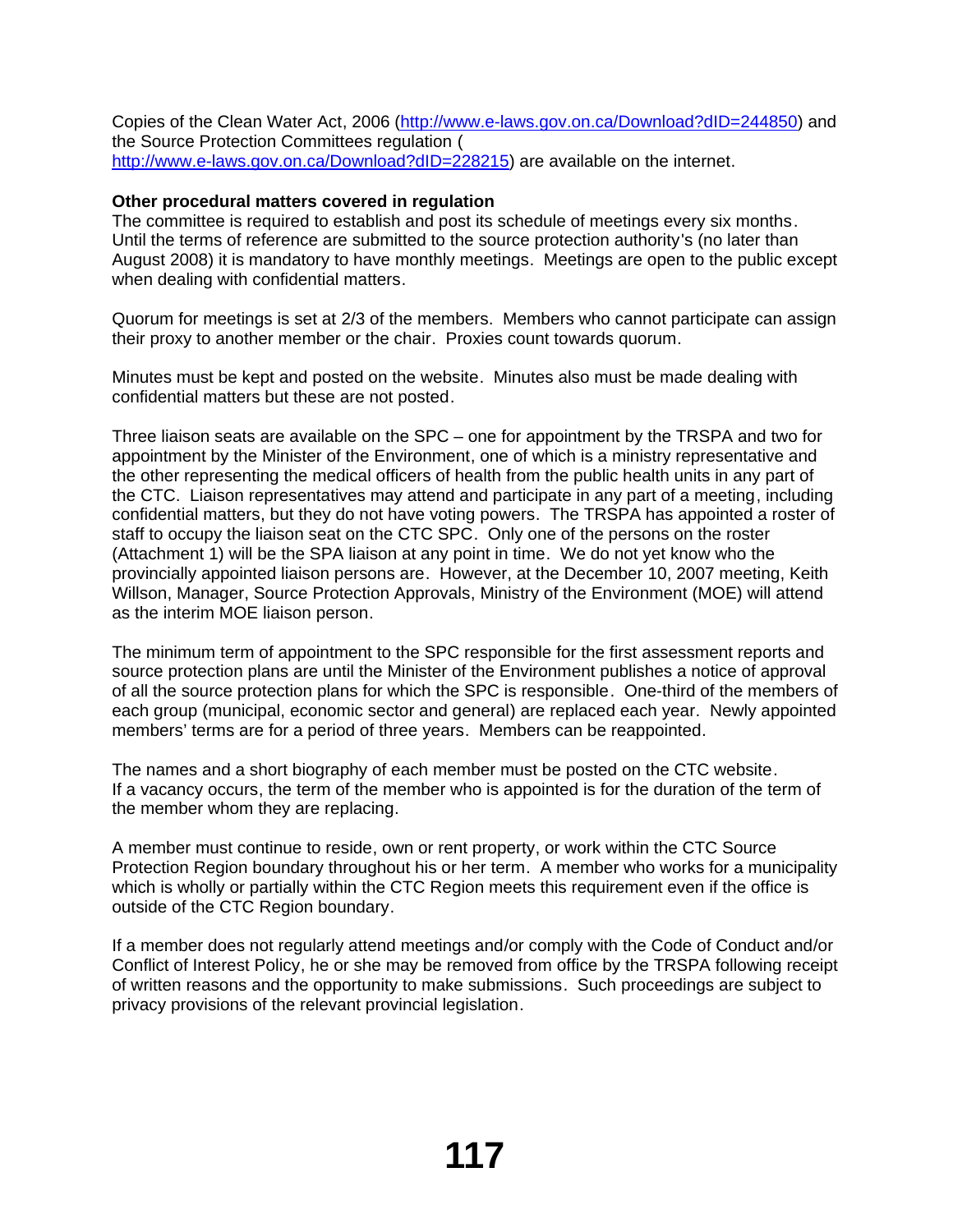Copies of the Clean Water Act, 2006 (http://www.e-laws.gov.on.ca/Download?dID=244850) and the Source Protection Committees regulation ( http://www.e-laws.gov.on.ca/Download?dID=228215) are available on the internet.

**Other procedural matters covered in regulation**
The committee is required to establish and post its schedule of meetings every six months. Until the terms of reference are submitted to the source protection authority's (no later than August 2008) it is mandatory to have monthly meetings. Meetings are open to the public except when dealing with confidential matters.

Quorum for meetings is set at 2/3 of the members. Members who cannot participate can assign their proxy to another member or the chair. Proxies count towards quorum.

Minutes must be kept and posted on the website. Minutes also must be made dealing with confidential matters but these are not posted.

Three liaison seats are available on the SPC – one for appointment by the TRSPA and two for appointment by the Minister of the Environment, one of which is a ministry representative and the other representing the medical officers of health from the public health units in any part of the CTC. Liaison representatives may attend and participate in any part of a meeting, including confidential matters, but they do not have voting powers. The TRSPA has appointed a roster of staff to occupy the liaison seat on the CTC SPC. Only one of the persons on the roster (Attachment 1) will be the SPA liaison at any point in time. We do not yet know who the provincially appointed liaison persons are. However, at the December 10, 2007 meeting, Keith Willson, Manager, Source Protection Approvals, Ministry of the Environment (MOE) will attend as the interim MOE liaison person.

The minimum term of appointment to the SPC responsible for the first assessment reports and source protection plans are until the Minister of the Environment publishes a notice of approval of all the source protection plans for which the SPC is responsible. One-third of the members of each group (municipal, economic sector and general) are replaced each year. Newly appointed members' terms are for a period of three years. Members can be reappointed.

The names and a short biography of each member must be posted on the CTC website. If a vacancy occurs, the term of the member who is appointed is for the duration of the term of the member whom they are replacing.

A member must continue to reside, own or rent property, or work within the CTC Source Protection Region boundary throughout his or her term. A member who works for a municipality which is wholly or partially within the CTC Region meets this requirement even if the office is outside of the CTC Region boundary.

If a member does not regularly attend meetings and/or comply with the Code of Conduct and/or Conflict of Interest Policy, he or she may be removed from office by the TRSPA following receipt of written reasons and the opportunity to make submissions. Such proceedings are subject to privacy provisions of the relevant provincial legislation.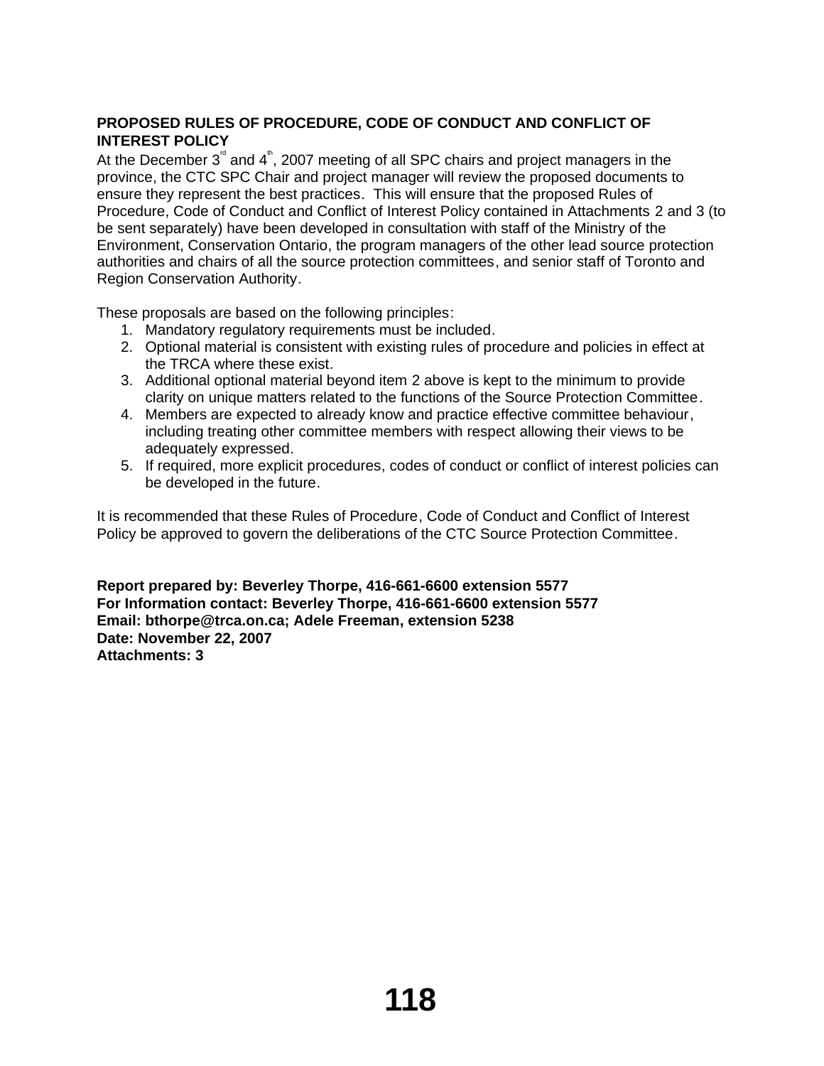**PROPOSED RULES OF PROCEDURE, CODE OF CONDUCT AND CONFLICT OF INTEREST POLICY**

At the December 3rd and 4th, 2007 meeting of all SPC chairs and project managers in the province, the CTC SPC Chair and project manager will review the proposed documents to ensure they represent the best practices. This will ensure that the proposed Rules of Procedure, Code of Conduct and Conflict of Interest Policy contained in Attachments 2 and 3 (to be sent separately) have been developed in consultation with staff of the Ministry of the Environment, Conservation Ontario, the program managers of the other lead source protection authorities and chairs of all the source protection committees, and senior staff of Toronto and Region Conservation Authority.

These proposals are based on the following principles:

1. Mandatory regulatory requirements must be included.
2. Optional material is consistent with existing rules of procedure and policies in effect at the TRCA where these exist.
3. Additional optional material beyond item 2 above is kept to the minimum to provide clarity on unique matters related to the functions of the Source Protection Committee.
4. Members are expected to already know and practice effective committee behaviour, including treating other committee members with respect allowing their views to be adequately expressed.
5. If required, more explicit procedures, codes of conduct or conflict of interest policies can be developed in the future.

It is recommended that these Rules of Procedure, Code of Conduct and Conflict of Interest Policy be approved to govern the deliberations of the CTC Source Protection Committee.

**Report prepared by: Beverley Thorpe, 416-661-6600 extension 5577**
**For Information contact: Beverley Thorpe, 416-661-6600 extension 5577**
**Email: bthorpe@trca.on.ca; Adele Freeman, extension 5238**
**Date: November 22, 2007**
**Attachments: 3**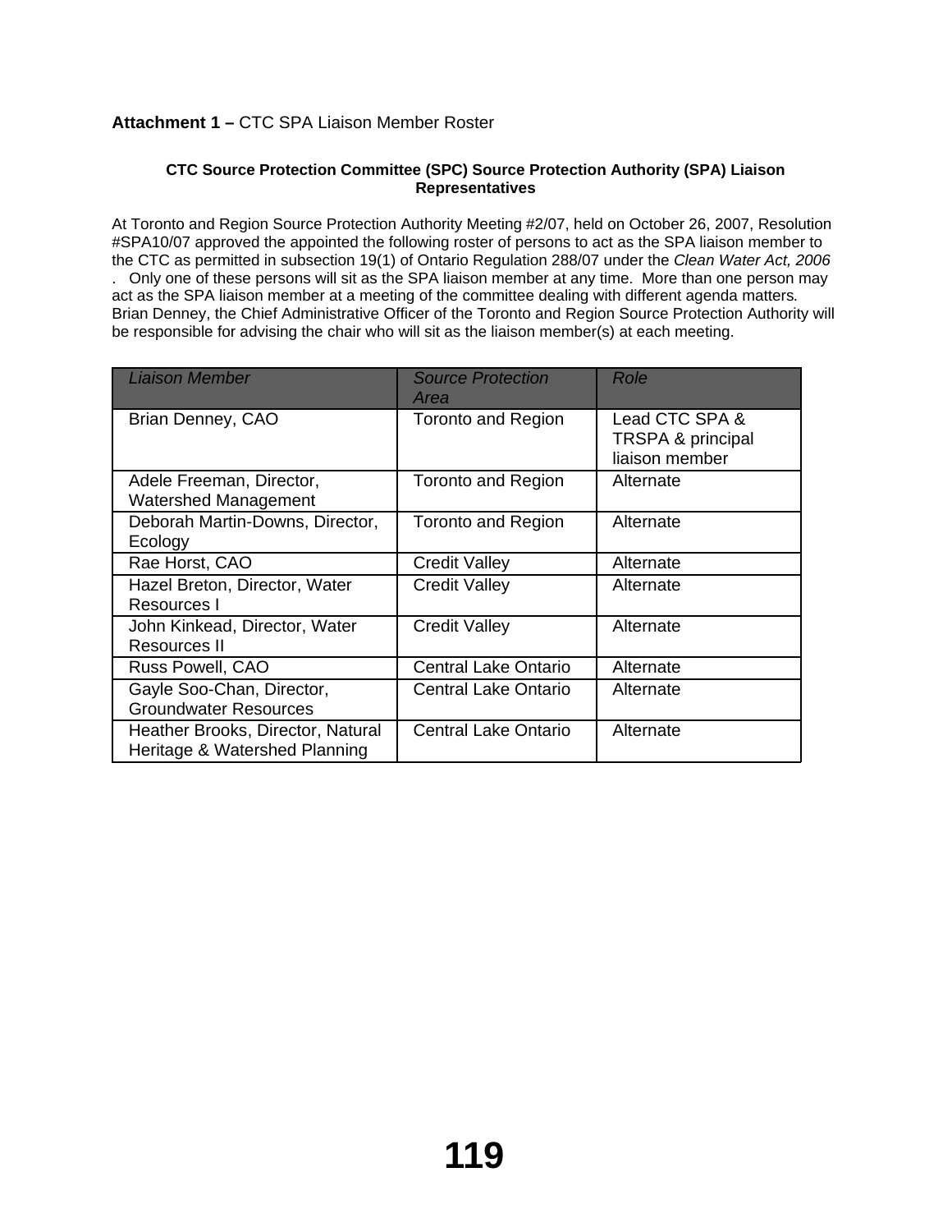**Attachment 1 –** CTC SPA Liaison Member Roster

**CTC Source Protection Committee (SPC) Source Protection Authority (SPA) Liaison Representatives**

At Toronto and Region Source Protection Authority Meeting #2/07, held on October 26, 2007, Resolution #SPA10/07 approved the appointed the following roster of persons to act as the SPA liaison member to the CTC as permitted in subsection 19(1) of Ontario Regulation 288/07 under the *Clean Water Act, 2006*. Only one of these persons will sit as the SPA liaison member at any time. More than one person may act as the SPA liaison member at a meeting of the committee dealing with different agenda matters. Brian Denney, the Chief Administrative Officer of the Toronto and Region Source Protection Authority will be responsible for advising the chair who will sit as the liaison member(s) at each meeting.

| *Liaison Member* | *Source Protection Area* | *Role* |
|---|---|---|
| Brian Denney, CAO | Toronto and Region | Lead CTC SPA & TRSPA & principal liaison member |
| Adele Freeman, Director, Watershed Management | Toronto and Region | Alternate |
| Deborah Martin-Downs, Director, Ecology | Toronto and Region | Alternate |
| Rae Horst, CAO | Credit Valley | Alternate |
| Hazel Breton, Director, Water Resources I | Credit Valley | Alternate |
| John Kinkead, Director, Water Resources II | Credit Valley | Alternate |
| Russ Powell, CAO | Central Lake Ontario | Alternate |
| Gayle Soo-Chan, Director, Groundwater Resources | Central Lake Ontario | Alternate |
| Heather Brooks, Director, Natural Heritage & Watershed Planning | Central Lake Ontario | Alternate |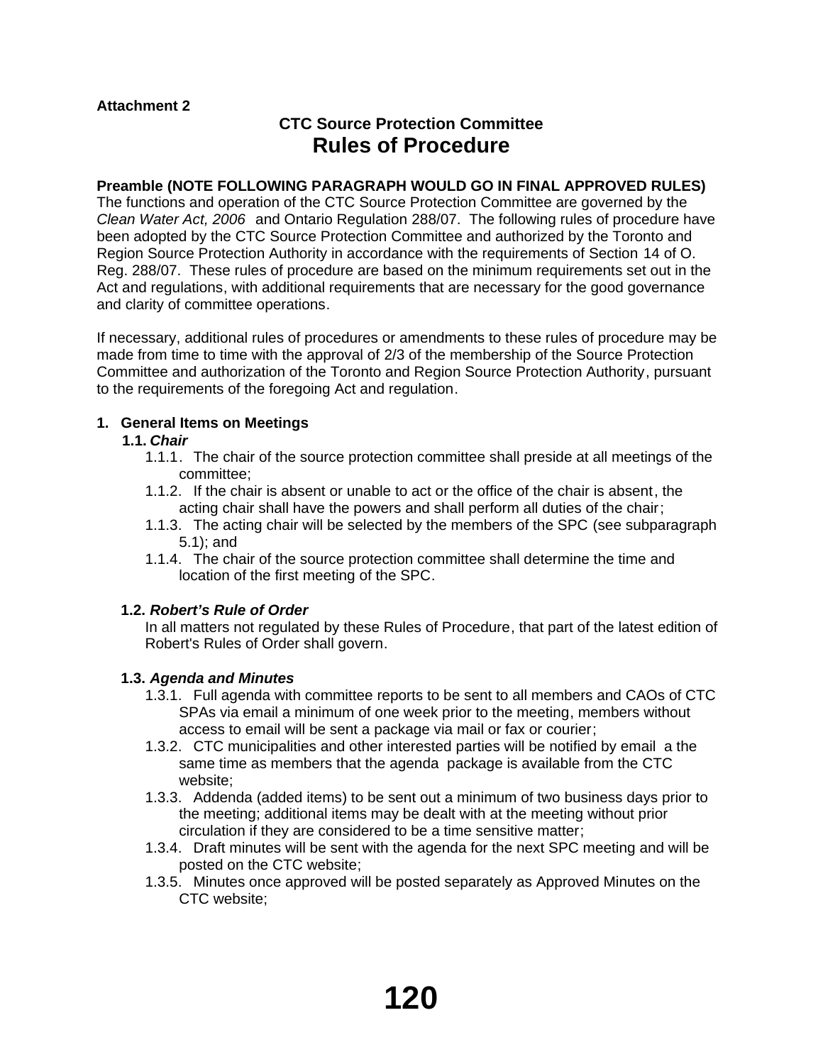**Attachment 2**

## CTC Source Protection Committee
# Rules of Procedure

**Preamble (NOTE FOLLOWING PARAGRAPH WOULD GO IN FINAL APPROVED RULES)**
The functions and operation of the CTC Source Protection Committee are governed by the *Clean Water Act, 2006* and Ontario Regulation 288/07. The following rules of procedure have been adopted by the CTC Source Protection Committee and authorized by the Toronto and Region Source Protection Authority in accordance with the requirements of Section 14 of O. Reg. 288/07. These rules of procedure are based on the minimum requirements set out in the Act and regulations, with additional requirements that are necessary for the good governance and clarity of committee operations.

If necessary, additional rules of procedures or amendments to these rules of procedure may be made from time to time with the approval of 2/3 of the membership of the Source Protection Committee and authorization of the Toronto and Region Source Protection Authority, pursuant to the requirements of the foregoing Act and regulation.

**1. General Items on Meetings**

**1.1. *Chair***

1.1.1. The chair of the source protection committee shall preside at all meetings of the committee;

1.1.2. If the chair is absent or unable to act or the office of the chair is absent, the acting chair shall have the powers and shall perform all duties of the chair;

1.1.3. The acting chair will be selected by the members of the SPC (see subparagraph 5.1); and

1.1.4. The chair of the source protection committee shall determine the time and location of the first meeting of the SPC.

**1.2. *Robert's Rule of Order***

In all matters not regulated by these Rules of Procedure, that part of the latest edition of Robert's Rules of Order shall govern.

**1.3. *Agenda and Minutes***

1.3.1. Full agenda with committee reports to be sent to all members and CAOs of CTC SPAs via email a minimum of one week prior to the meeting, members without access to email will be sent a package via mail or fax or courier;

1.3.2. CTC municipalities and other interested parties will be notified by email a the same time as members that the agenda package is available from the CTC website;

1.3.3. Addenda (added items) to be sent out a minimum of two business days prior to the meeting; additional items may be dealt with at the meeting without prior circulation if they are considered to be a time sensitive matter;

1.3.4. Draft minutes will be sent with the agenda for the next SPC meeting and will be posted on the CTC website;

1.3.5. Minutes once approved will be posted separately as Approved Minutes on the CTC website;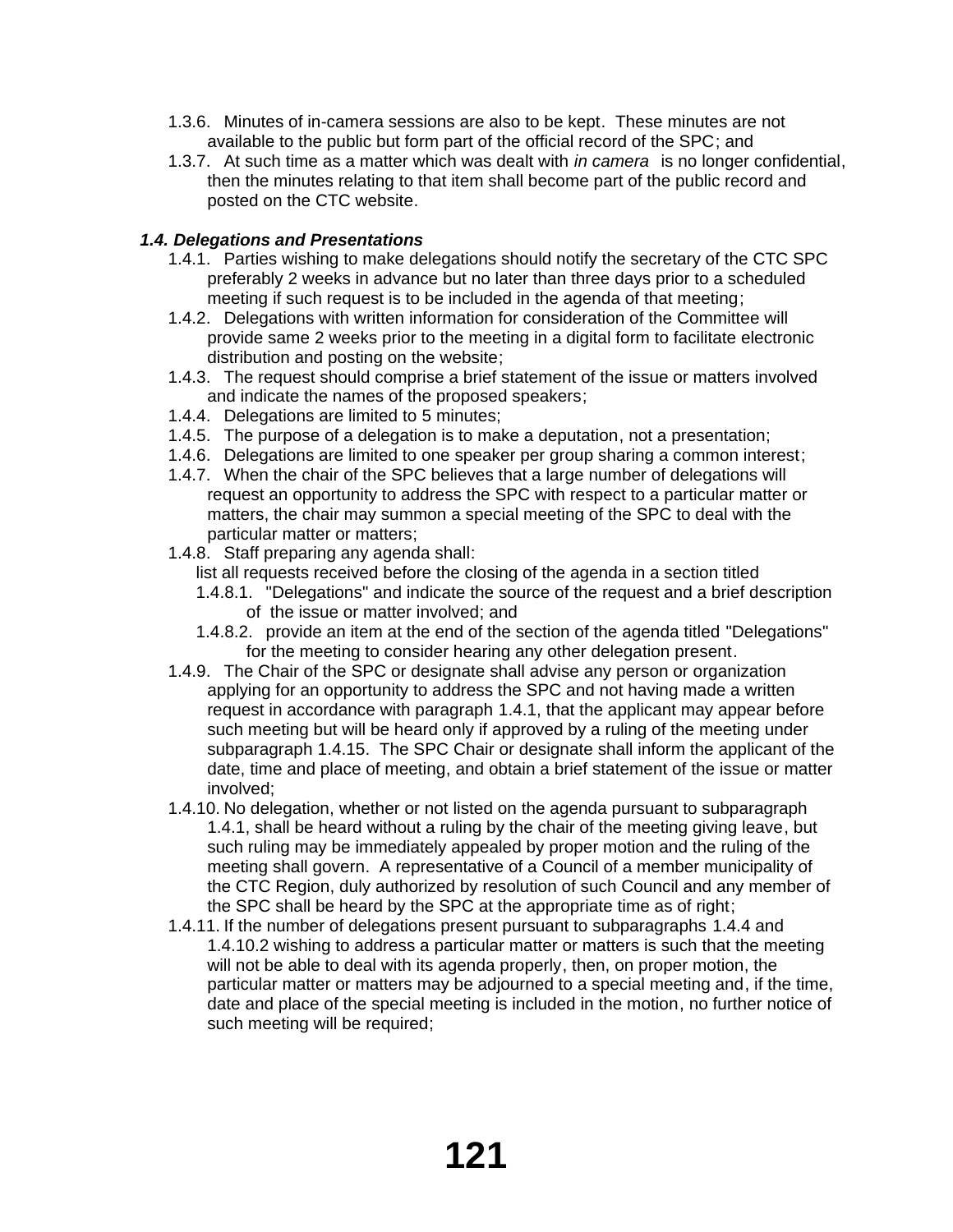- 1.3.6. Minutes of in-camera sessions are also to be kept. These minutes are not available to the public but form part of the official record of the SPC; and
- 1.3.7. At such time as a matter which was dealt with *in camera* is no longer confidential, then the minutes relating to that item shall become part of the public record and posted on the CTC website.

### *1.4. Delegations and Presentations*

- 1.4.1. Parties wishing to make delegations should notify the secretary of the CTC SPC preferably 2 weeks in advance but no later than three days prior to a scheduled meeting if such request is to be included in the agenda of that meeting;
- 1.4.2. Delegations with written information for consideration of the Committee will provide same 2 weeks prior to the meeting in a digital form to facilitate electronic distribution and posting on the website;
- 1.4.3. The request should comprise a brief statement of the issue or matters involved and indicate the names of the proposed speakers;
- 1.4.4. Delegations are limited to 5 minutes;
- 1.4.5. The purpose of a delegation is to make a deputation, not a presentation;
- 1.4.6. Delegations are limited to one speaker per group sharing a common interest;
- 1.4.7. When the chair of the SPC believes that a large number of delegations will request an opportunity to address the SPC with respect to a particular matter or matters, the chair may summon a special meeting of the SPC to deal with the particular matter or matters;
- 1.4.8. Staff preparing any agenda shall:
  list all requests received before the closing of the agenda in a section titled
  - 1.4.8.1. "Delegations" and indicate the source of the request and a brief description of the issue or matter involved; and
  - 1.4.8.2. provide an item at the end of the section of the agenda titled "Delegations" for the meeting to consider hearing any other delegation present.
- 1.4.9. The Chair of the SPC or designate shall advise any person or organization applying for an opportunity to address the SPC and not having made a written request in accordance with paragraph 1.4.1, that the applicant may appear before such meeting but will be heard only if approved by a ruling of the meeting under subparagraph 1.4.15. The SPC Chair or designate shall inform the applicant of the date, time and place of meeting, and obtain a brief statement of the issue or matter involved;
- 1.4.10. No delegation, whether or not listed on the agenda pursuant to subparagraph 1.4.1, shall be heard without a ruling by the chair of the meeting giving leave, but such ruling may be immediately appealed by proper motion and the ruling of the meeting shall govern. A representative of a Council of a member municipality of the CTC Region, duly authorized by resolution of such Council and any member of the SPC shall be heard by the SPC at the appropriate time as of right;
- 1.4.11. If the number of delegations present pursuant to subparagraphs 1.4.4 and 1.4.10.2 wishing to address a particular matter or matters is such that the meeting will not be able to deal with its agenda properly, then, on proper motion, the particular matter or matters may be adjourned to a special meeting and, if the time, date and place of the special meeting is included in the motion, no further notice of such meeting will be required;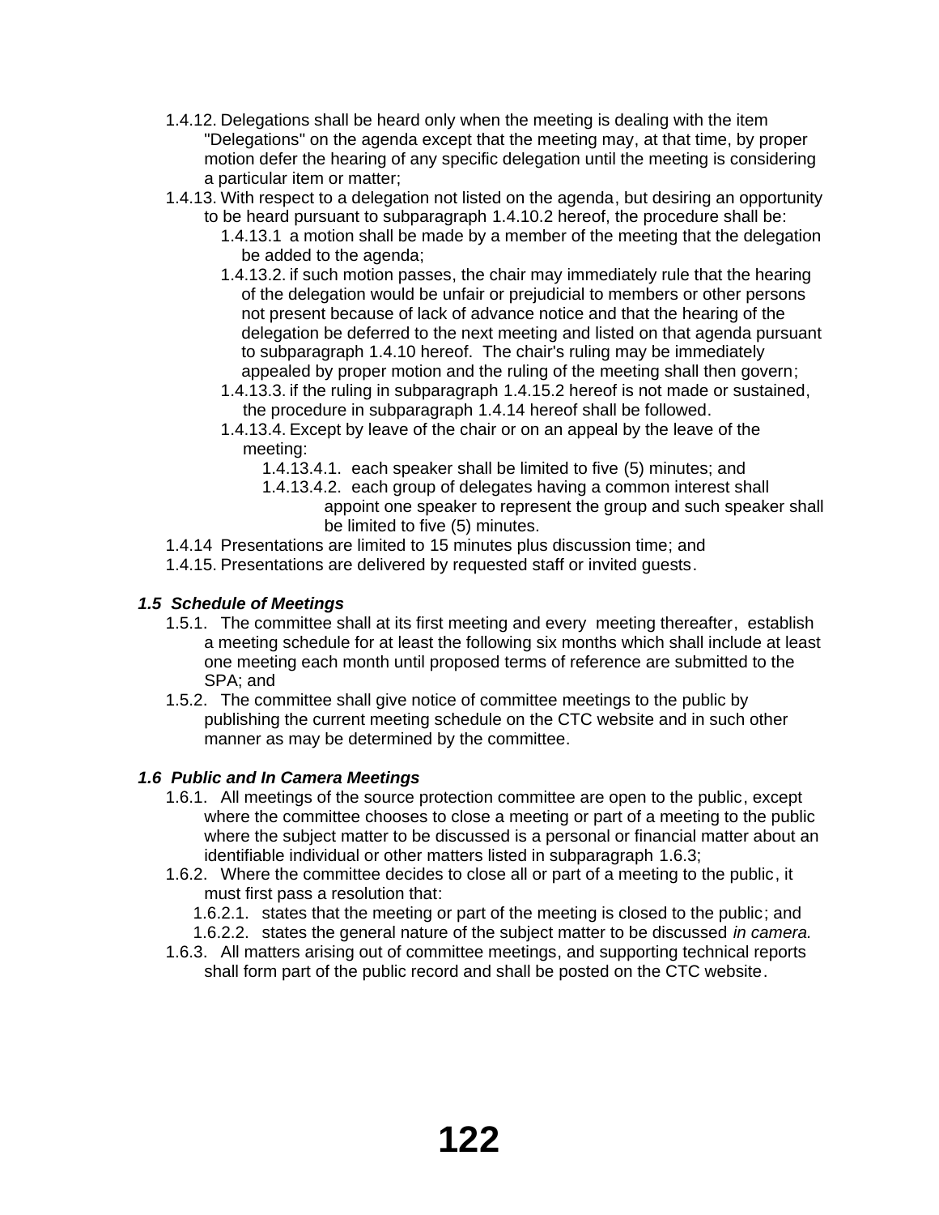- 1.4.12. Delegations shall be heard only when the meeting is dealing with the item "Delegations" on the agenda except that the meeting may, at that time, by proper motion defer the hearing of any specific delegation until the meeting is considering a particular item or matter;
- 1.4.13. With respect to a delegation not listed on the agenda, but desiring an opportunity to be heard pursuant to subparagraph 1.4.10.2 hereof, the procedure shall be:
  - 1.4.13.1 a motion shall be made by a member of the meeting that the delegation be added to the agenda;
  - 1.4.13.2. if such motion passes, the chair may immediately rule that the hearing of the delegation would be unfair or prejudicial to members or other persons not present because of lack of advance notice and that the hearing of the delegation be deferred to the next meeting and listed on that agenda pursuant to subparagraph 1.4.10 hereof. The chair's ruling may be immediately appealed by proper motion and the ruling of the meeting shall then govern;
  - 1.4.13.3. if the ruling in subparagraph 1.4.15.2 hereof is not made or sustained, the procedure in subparagraph 1.4.14 hereof shall be followed.
  - 1.4.13.4. Except by leave of the chair or on an appeal by the leave of the meeting:
    - 1.4.13.4.1. each speaker shall be limited to five (5) minutes; and
    - 1.4.13.4.2. each group of delegates having a common interest shall appoint one speaker to represent the group and such speaker shall be limited to five (5) minutes.
- 1.4.14 Presentations are limited to 15 minutes plus discussion time; and
- 1.4.15. Presentations are delivered by requested staff or invited guests.

### *1.5 Schedule of Meetings*

- 1.5.1. The committee shall at its first meeting and every meeting thereafter, establish a meeting schedule for at least the following six months which shall include at least one meeting each month until proposed terms of reference are submitted to the SPA; and
- 1.5.2. The committee shall give notice of committee meetings to the public by publishing the current meeting schedule on the CTC website and in such other manner as may be determined by the committee.

### *1.6 Public and In Camera Meetings*

- 1.6.1. All meetings of the source protection committee are open to the public, except where the committee chooses to close a meeting or part of a meeting to the public where the subject matter to be discussed is a personal or financial matter about an identifiable individual or other matters listed in subparagraph 1.6.3;
- 1.6.2. Where the committee decides to close all or part of a meeting to the public, it must first pass a resolution that:
  - 1.6.2.1. states that the meeting or part of the meeting is closed to the public; and
  - 1.6.2.2. states the general nature of the subject matter to be discussed *in camera*.
- 1.6.3. All matters arising out of committee meetings, and supporting technical reports shall form part of the public record and shall be posted on the CTC website.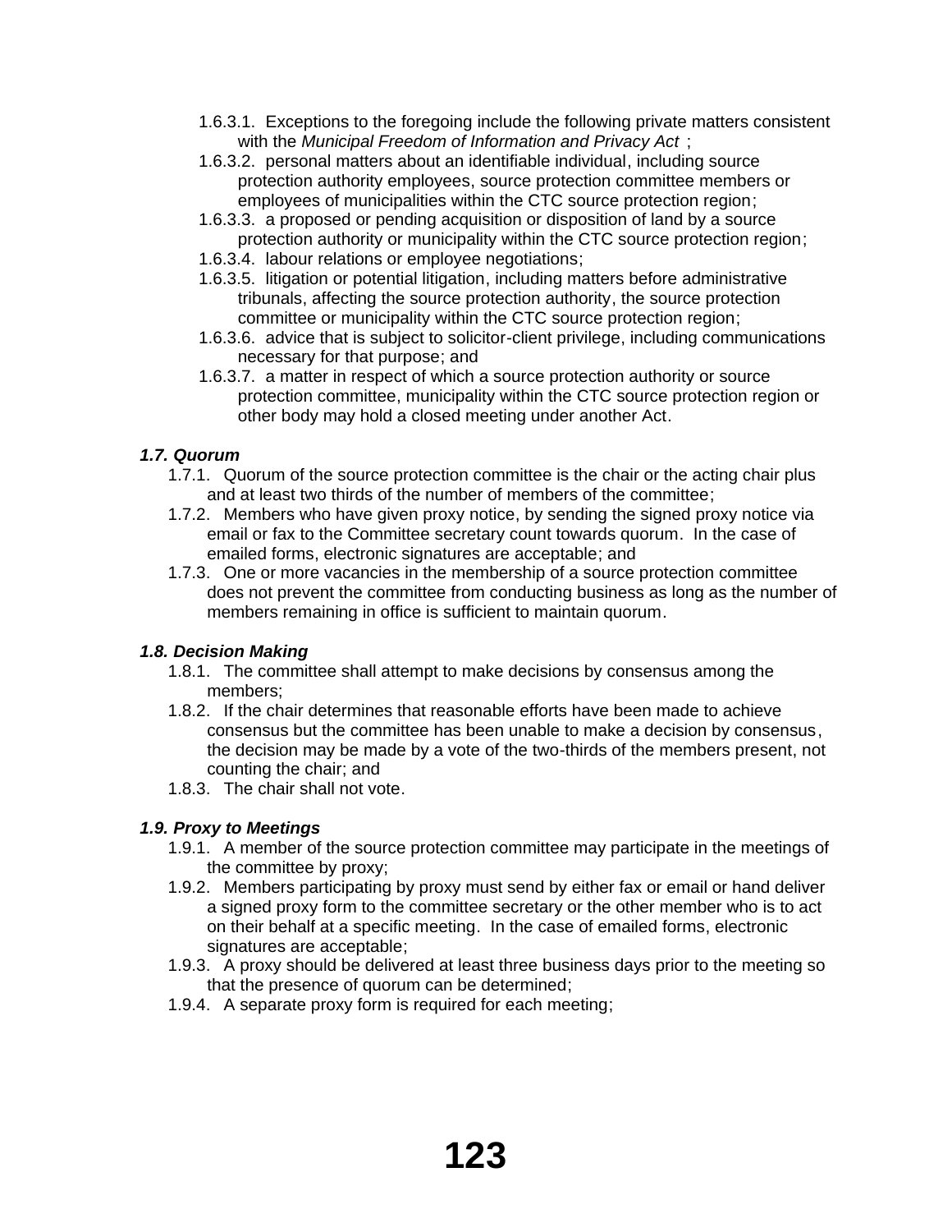- 1.6.3.1. Exceptions to the foregoing include the following private matters consistent with the *Municipal Freedom of Information and Privacy Act* ;
- 1.6.3.2. personal matters about an identifiable individual, including source protection authority employees, source protection committee members or employees of municipalities within the CTC source protection region;
- 1.6.3.3. a proposed or pending acquisition or disposition of land by a source protection authority or municipality within the CTC source protection region;
- 1.6.3.4. labour relations or employee negotiations;
- 1.6.3.5. litigation or potential litigation, including matters before administrative tribunals, affecting the source protection authority, the source protection committee or municipality within the CTC source protection region;
- 1.6.3.6. advice that is subject to solicitor-client privilege, including communications necessary for that purpose; and
- 1.6.3.7. a matter in respect of which a source protection authority or source protection committee, municipality within the CTC source protection region or other body may hold a closed meeting under another Act.

***1.7. Quorum***

- 1.7.1. Quorum of the source protection committee is the chair or the acting chair plus and at least two thirds of the number of members of the committee;
- 1.7.2. Members who have given proxy notice, by sending the signed proxy notice via email or fax to the Committee secretary count towards quorum. In the case of emailed forms, electronic signatures are acceptable; and
- 1.7.3. One or more vacancies in the membership of a source protection committee does not prevent the committee from conducting business as long as the number of members remaining in office is sufficient to maintain quorum.

***1.8. Decision Making***

- 1.8.1. The committee shall attempt to make decisions by consensus among the members;
- 1.8.2. If the chair determines that reasonable efforts have been made to achieve consensus but the committee has been unable to make a decision by consensus, the decision may be made by a vote of the two-thirds of the members present, not counting the chair; and
- 1.8.3. The chair shall not vote.

***1.9. Proxy to Meetings***

- 1.9.1. A member of the source protection committee may participate in the meetings of the committee by proxy;
- 1.9.2. Members participating by proxy must send by either fax or email or hand deliver a signed proxy form to the committee secretary or the other member who is to act on their behalf at a specific meeting. In the case of emailed forms, electronic signatures are acceptable;
- 1.9.3. A proxy should be delivered at least three business days prior to the meeting so that the presence of quorum can be determined;
- 1.9.4. A separate proxy form is required for each meeting;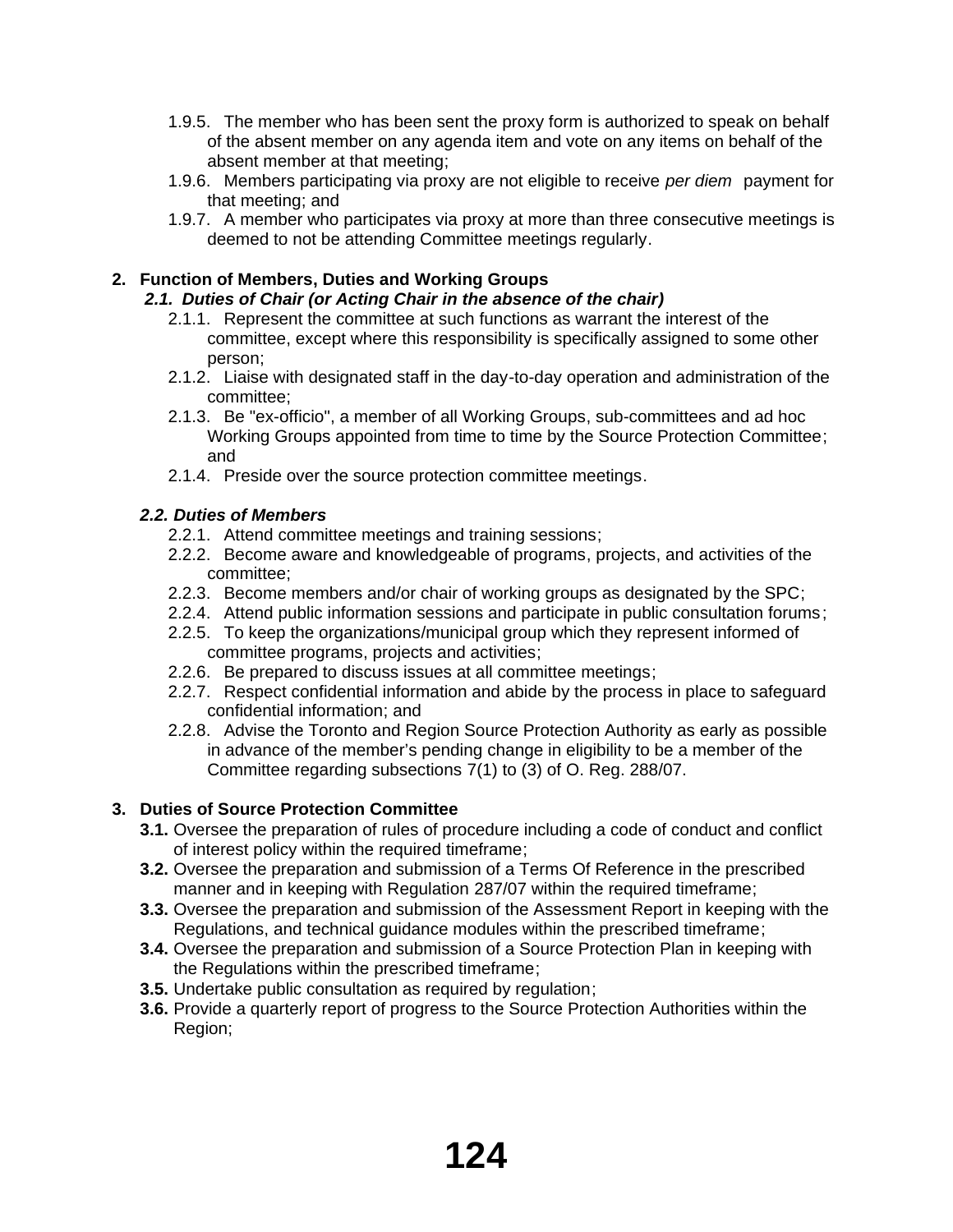- 1.9.5. The member who has been sent the proxy form is authorized to speak on behalf of the absent member on any agenda item and vote on any items on behalf of the absent member at that meeting;
- 1.9.6. Members participating via proxy are not eligible to receive *per diem* payment for that meeting; and
- 1.9.7. A member who participates via proxy at more than three consecutive meetings is deemed to not be attending Committee meetings regularly.

## 2. Function of Members, Duties and Working Groups

### *2.1. Duties of Chair (or Acting Chair in the absence of the chair)*

- 2.1.1. Represent the committee at such functions as warrant the interest of the committee, except where this responsibility is specifically assigned to some other person;
- 2.1.2. Liaise with designated staff in the day-to-day operation and administration of the committee;
- 2.1.3. Be "ex-officio", a member of all Working Groups, sub-committees and ad hoc Working Groups appointed from time to time by the Source Protection Committee; and
- 2.1.4. Preside over the source protection committee meetings.

### *2.2. Duties of Members*

- 2.2.1. Attend committee meetings and training sessions;
- 2.2.2. Become aware and knowledgeable of programs, projects, and activities of the committee;
- 2.2.3. Become members and/or chair of working groups as designated by the SPC;
- 2.2.4. Attend public information sessions and participate in public consultation forums;
- 2.2.5. To keep the organizations/municipal group which they represent informed of committee programs, projects and activities;
- 2.2.6. Be prepared to discuss issues at all committee meetings;
- 2.2.7. Respect confidential information and abide by the process in place to safeguard confidential information; and
- 2.2.8. Advise the Toronto and Region Source Protection Authority as early as possible in advance of the member's pending change in eligibility to be a member of the Committee regarding subsections 7(1) to (3) of O. Reg. 288/07.

## 3. Duties of Source Protection Committee

- **3.1.** Oversee the preparation of rules of procedure including a code of conduct and conflict of interest policy within the required timeframe;
- **3.2.** Oversee the preparation and submission of a Terms Of Reference in the prescribed manner and in keeping with Regulation 287/07 within the required timeframe;
- **3.3.** Oversee the preparation and submission of the Assessment Report in keeping with the Regulations, and technical guidance modules within the prescribed timeframe;
- **3.4.** Oversee the preparation and submission of a Source Protection Plan in keeping with the Regulations within the prescribed timeframe;
- **3.5.** Undertake public consultation as required by regulation;
- **3.6.** Provide a quarterly report of progress to the Source Protection Authorities within the Region;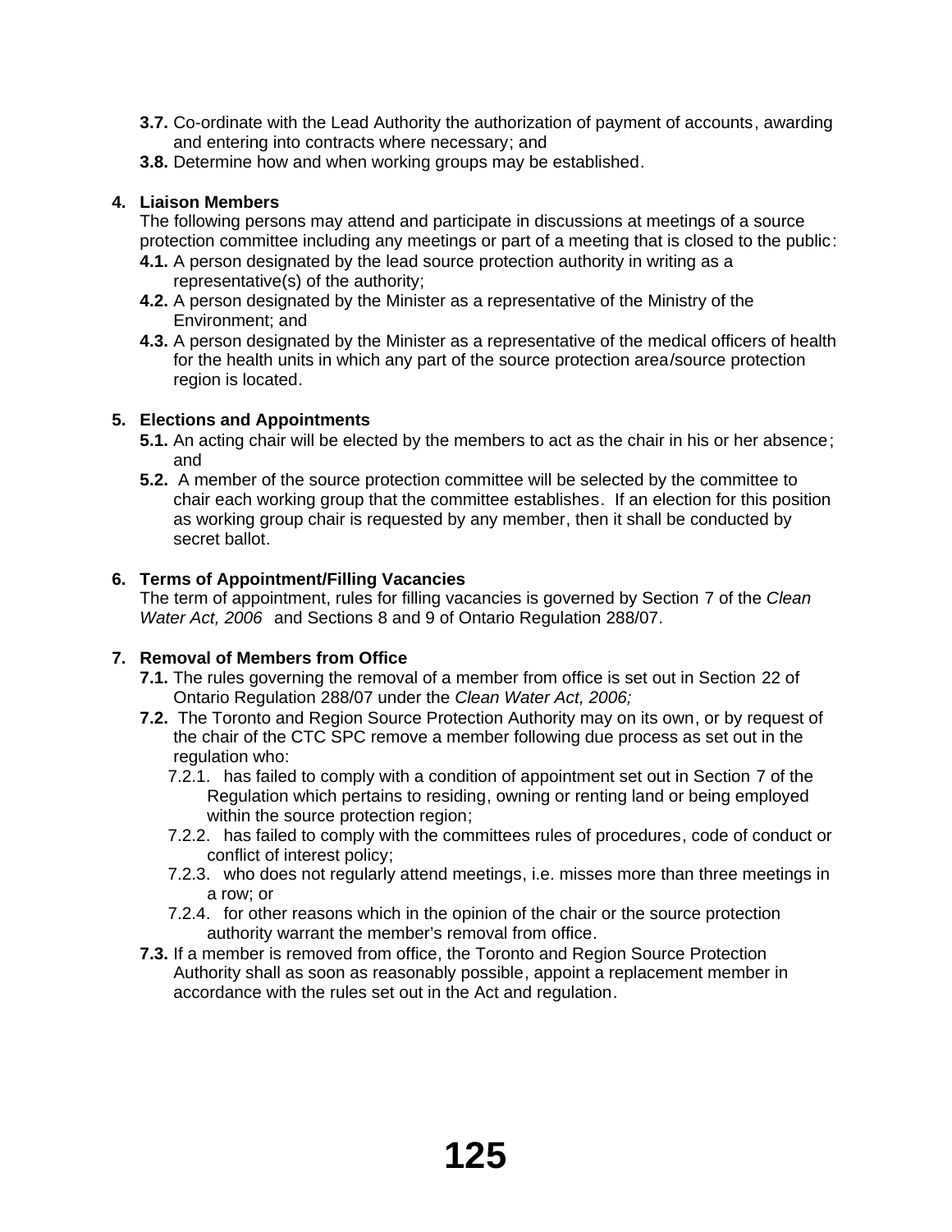**3.7.** Co-ordinate with the Lead Authority the authorization of payment of accounts, awarding and entering into contracts where necessary; and

**3.8.** Determine how and when working groups may be established.

**4. Liaison Members**

The following persons may attend and participate in discussions at meetings of a source protection committee including any meetings or part of a meeting that is closed to the public:

**4.1.** A person designated by the lead source protection authority in writing as a representative(s) of the authority;

**4.2.** A person designated by the Minister as a representative of the Ministry of the Environment; and

**4.3.** A person designated by the Minister as a representative of the medical officers of health for the health units in which any part of the source protection area/source protection region is located.

**5. Elections and Appointments**

**5.1.** An acting chair will be elected by the members to act as the chair in his or her absence; and

**5.2.** A member of the source protection committee will be selected by the committee to chair each working group that the committee establishes. If an election for this position as working group chair is requested by any member, then it shall be conducted by secret ballot.

**6. Terms of Appointment/Filling Vacancies**

The term of appointment, rules for filling vacancies is governed by Section 7 of the *Clean Water Act, 2006* and Sections 8 and 9 of Ontario Regulation 288/07.

**7. Removal of Members from Office**

**7.1.** The rules governing the removal of a member from office is set out in Section 22 of Ontario Regulation 288/07 under the *Clean Water Act, 2006;*

**7.2.** The Toronto and Region Source Protection Authority may on its own, or by request of the chair of the CTC SPC remove a member following due process as set out in the regulation who:

7.2.1. has failed to comply with a condition of appointment set out in Section 7 of the Regulation which pertains to residing, owning or renting land or being employed within the source protection region;

7.2.2. has failed to comply with the committees rules of procedures, code of conduct or conflict of interest policy;

7.2.3. who does not regularly attend meetings, i.e. misses more than three meetings in a row; or

7.2.4. for other reasons which in the opinion of the chair or the source protection authority warrant the member's removal from office.

**7.3.** If a member is removed from office, the Toronto and Region Source Protection Authority shall as soon as reasonably possible, appoint a replacement member in accordance with the rules set out in the Act and regulation.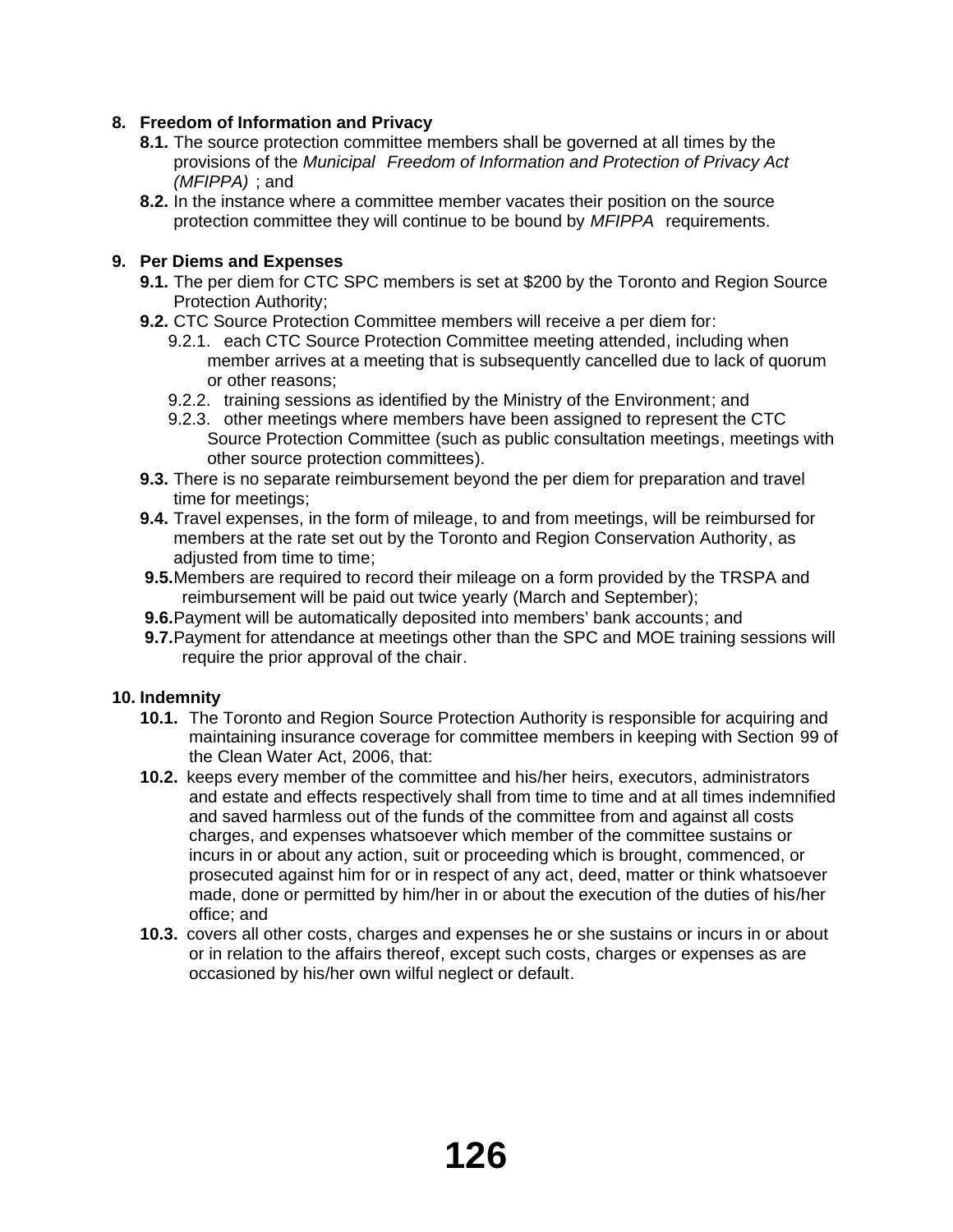8. **Freedom of Information and Privacy**
   - **8.1.** The source protection committee members shall be governed at all times by the provisions of the *Municipal Freedom of Information and Protection of Privacy Act (MFIPPA)* ; and
   - **8.2.** In the instance where a committee member vacates their position on the source protection committee they will continue to be bound by *MFIPPA* requirements.

9. **Per Diems and Expenses**
   - **9.1.** The per diem for CTC SPC members is set at $200 by the Toronto and Region Source Protection Authority;
   - **9.2.** CTC Source Protection Committee members will receive a per diem for:
     - 9.2.1. each CTC Source Protection Committee meeting attended, including when member arrives at a meeting that is subsequently cancelled due to lack of quorum or other reasons;
     - 9.2.2. training sessions as identified by the Ministry of the Environment; and
     - 9.2.3. other meetings where members have been assigned to represent the CTC Source Protection Committee (such as public consultation meetings, meetings with other source protection committees).
   - **9.3.** There is no separate reimbursement beyond the per diem for preparation and travel time for meetings;
   - **9.4.** Travel expenses, in the form of mileage, to and from meetings, will be reimbursed for members at the rate set out by the Toronto and Region Conservation Authority, as adjusted from time to time;
   - **9.5.** Members are required to record their mileage on a form provided by the TRSPA and reimbursement will be paid out twice yearly (March and September);
   - **9.6.** Payment will be automatically deposited into members' bank accounts; and
   - **9.7.** Payment for attendance at meetings other than the SPC and MOE training sessions will require the prior approval of the chair.

10. **Indemnity**
    - **10.1.** The Toronto and Region Source Protection Authority is responsible for acquiring and maintaining insurance coverage for committee members in keeping with Section 99 of the Clean Water Act, 2006, that:
    - **10.2.** keeps every member of the committee and his/her heirs, executors, administrators and estate and effects respectively shall from time to time and at all times indemnified and saved harmless out of the funds of the committee from and against all costs charges, and expenses whatsoever which member of the committee sustains or incurs in or about any action, suit or proceeding which is brought, commenced, or prosecuted against him for or in respect of any act, deed, matter or think whatsoever made, done or permitted by him/her in or about the execution of the duties of his/her office; and
    - **10.3.** covers all other costs, charges and expenses he or she sustains or incurs in or about or in relation to the affairs thereof, except such costs, charges or expenses as are occasioned by his/her own wilful neglect or default.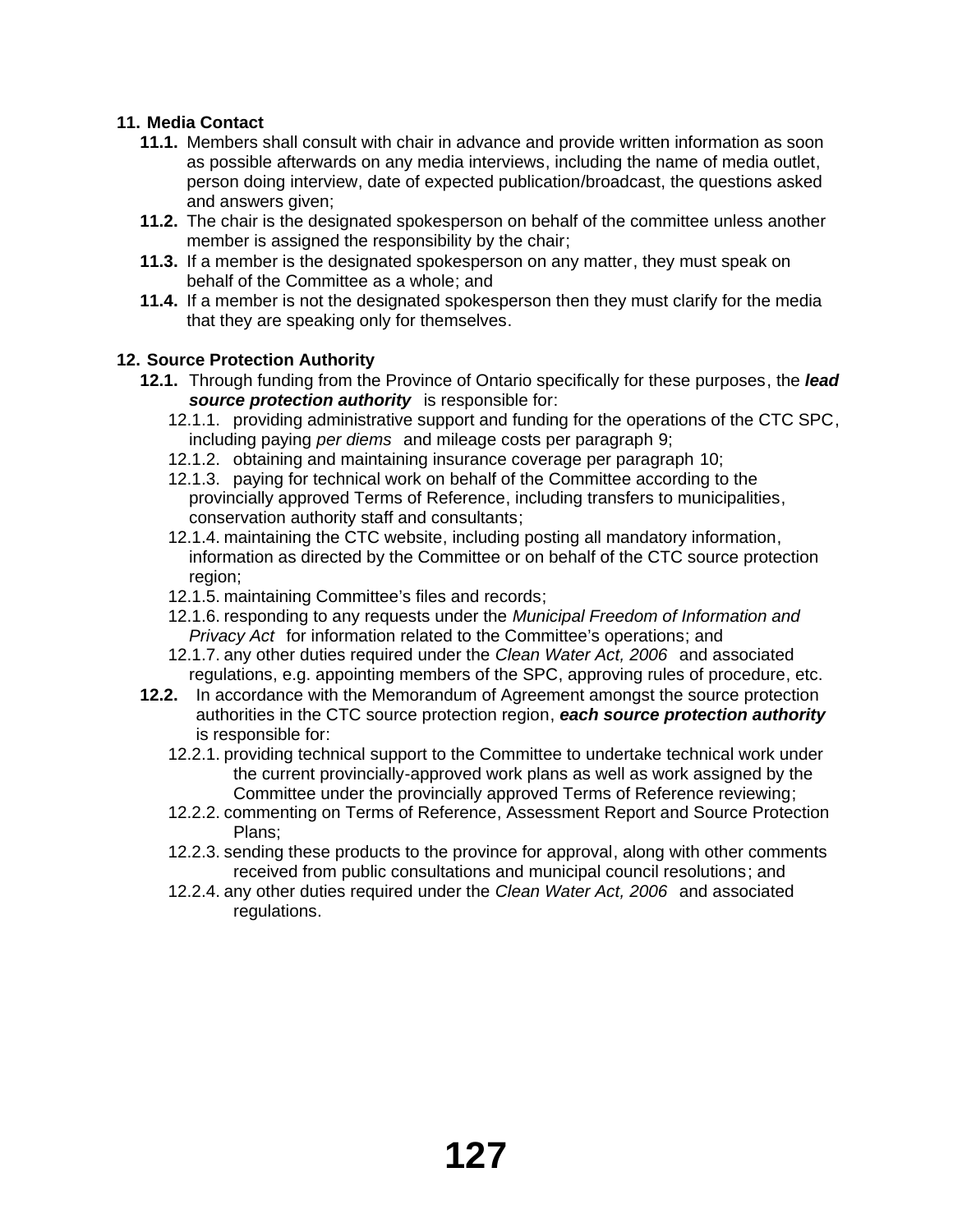**11. Media Contact**

- **11.1.** Members shall consult with chair in advance and provide written information as soon as possible afterwards on any media interviews, including the name of media outlet, person doing interview, date of expected publication/broadcast, the questions asked and answers given;
- **11.2.** The chair is the designated spokesperson on behalf of the committee unless another member is assigned the responsibility by the chair;
- **11.3.** If a member is the designated spokesperson on any matter, they must speak on behalf of the Committee as a whole; and
- **11.4.** If a member is not the designated spokesperson then they must clarify for the media that they are speaking only for themselves.

**12. Source Protection Authority**

- **12.1.** Through funding from the Province of Ontario specifically for these purposes, the ***lead source protection authority*** is responsible for:
  - 12.1.1. providing administrative support and funding for the operations of the CTC SPC, including paying *per diems* and mileage costs per paragraph 9;
  - 12.1.2. obtaining and maintaining insurance coverage per paragraph 10;
  - 12.1.3. paying for technical work on behalf of the Committee according to the provincially approved Terms of Reference, including transfers to municipalities, conservation authority staff and consultants;
  - 12.1.4. maintaining the CTC website, including posting all mandatory information, information as directed by the Committee or on behalf of the CTC source protection region;
  - 12.1.5. maintaining Committee's files and records;
  - 12.1.6. responding to any requests under the *Municipal Freedom of Information and Privacy Act* for information related to the Committee's operations; and
  - 12.1.7. any other duties required under the *Clean Water Act, 2006* and associated regulations, e.g. appointing members of the SPC, approving rules of procedure, etc.
- **12.2.** In accordance with the Memorandum of Agreement amongst the source protection authorities in the CTC source protection region, ***each source protection authority*** is responsible for:
  - 12.2.1. providing technical support to the Committee to undertake technical work under the current provincially-approved work plans as well as work assigned by the Committee under the provincially approved Terms of Reference reviewing;
  - 12.2.2. commenting on Terms of Reference, Assessment Report and Source Protection Plans;
  - 12.2.3. sending these products to the province for approval, along with other comments received from public consultations and municipal council resolutions; and
  - 12.2.4. any other duties required under the *Clean Water Act, 2006* and associated regulations.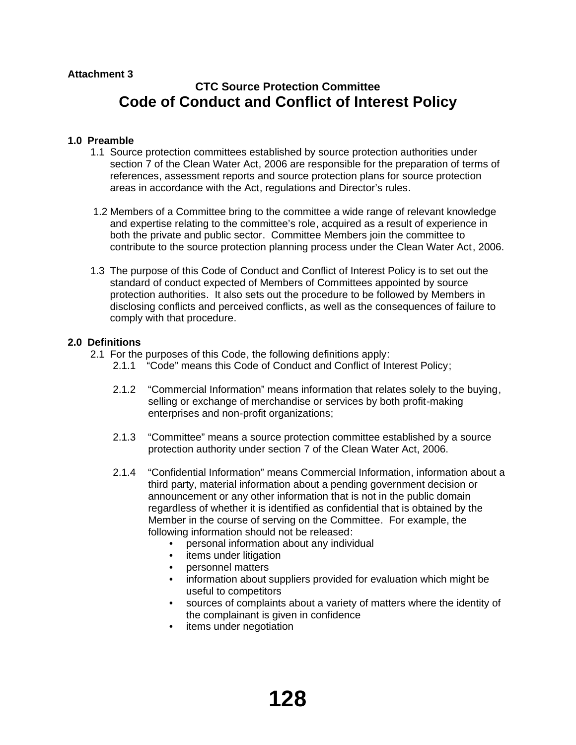**Attachment 3**

## CTC Source Protection Committee

# Code of Conduct and Conflict of Interest Policy

### 1.0 Preamble

1.1 Source protection committees established by source protection authorities under section 7 of the Clean Water Act, 2006 are responsible for the preparation of terms of references, assessment reports and source protection plans for source protection areas in accordance with the Act, regulations and Director's rules.

1.2 Members of a Committee bring to the committee a wide range of relevant knowledge and expertise relating to the committee's role, acquired as a result of experience in both the private and public sector. Committee Members join the committee to contribute to the source protection planning process under the Clean Water Act, 2006.

1.3 The purpose of this Code of Conduct and Conflict of Interest Policy is to set out the standard of conduct expected of Members of Committees appointed by source protection authorities. It also sets out the procedure to be followed by Members in disclosing conflicts and perceived conflicts, as well as the consequences of failure to comply with that procedure.

### 2.0 Definitions

2.1 For the purposes of this Code, the following definitions apply:

2.1.1 "Code" means this Code of Conduct and Conflict of Interest Policy;

2.1.2 "Commercial Information" means information that relates solely to the buying, selling or exchange of merchandise or services by both profit-making enterprises and non-profit organizations;

2.1.3 "Committee" means a source protection committee established by a source protection authority under section 7 of the Clean Water Act, 2006.

2.1.4 "Confidential Information" means Commercial Information, information about a third party, material information about a pending government decision or announcement or any other information that is not in the public domain regardless of whether it is identified as confidential that is obtained by the Member in the course of serving on the Committee. For example, the following information should not be released:

- personal information about any individual
- items under litigation
- personnel matters
- information about suppliers provided for evaluation which might be useful to competitors
- sources of complaints about a variety of matters where the identity of the complainant is given in confidence
- items under negotiation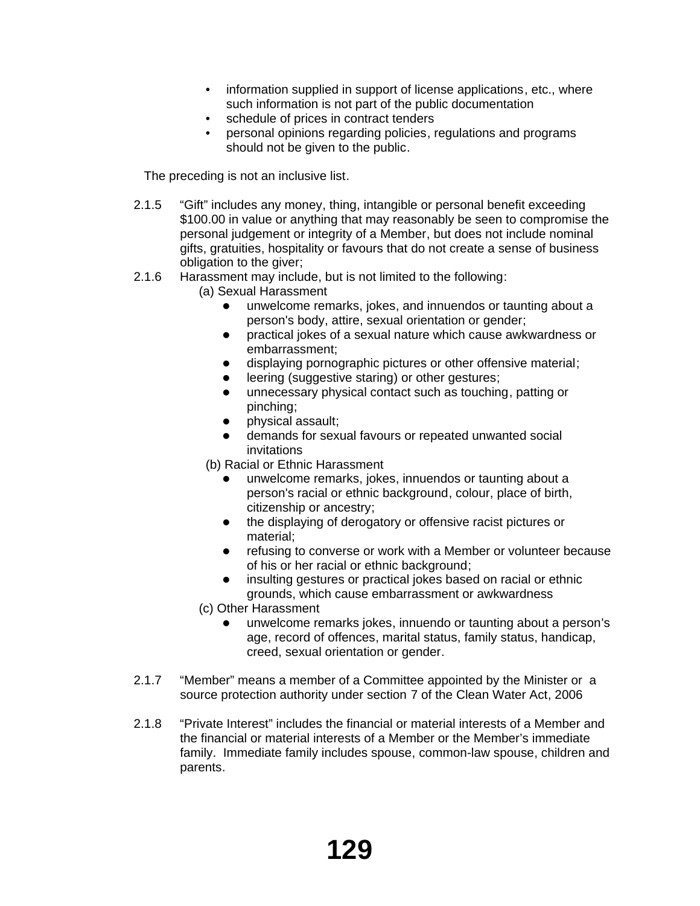- information supplied in support of license applications, etc., where such information is not part of the public documentation
- schedule of prices in contract tenders
- personal opinions regarding policies, regulations and programs should not be given to the public.

The preceding is not an inclusive list.

2.1.5 “Gift” includes any money, thing, intangible or personal benefit exceeding $100.00 in value or anything that may reasonably be seen to compromise the personal judgement or integrity of a Member, but does not include nominal gifts, gratuities, hospitality or favours that do not create a sense of business obligation to the giver;

2.1.6 Harassment may include, but is not limited to the following:

(a) Sexual Harassment

- unwelcome remarks, jokes, and innuendos or taunting about a person's body, attire, sexual orientation or gender;
- practical jokes of a sexual nature which cause awkwardness or embarrassment;
- displaying pornographic pictures or other offensive material;
- leering (suggestive staring) or other gestures;
- unnecessary physical contact such as touching, patting or pinching;
- physical assault;
- demands for sexual favours or repeated unwanted social invitations

(b) Racial or Ethnic Harassment

- unwelcome remarks, jokes, innuendos or taunting about a person's racial or ethnic background, colour, place of birth, citizenship or ancestry;
- the displaying of derogatory or offensive racist pictures or material;
- refusing to converse or work with a Member or volunteer because of his or her racial or ethnic background;
- insulting gestures or practical jokes based on racial or ethnic grounds, which cause embarrassment or awkwardness

(c) Other Harassment

- unwelcome remarks jokes, innuendo or taunting about a person's age, record of offences, marital status, family status, handicap, creed, sexual orientation or gender.

2.1.7 “Member” means a member of a Committee appointed by the Minister or a source protection authority under section 7 of the Clean Water Act, 2006

2.1.8 “Private Interest” includes the financial or material interests of a Member and the financial or material interests of a Member or the Member’s immediate family. Immediate family includes spouse, common-law spouse, children and parents.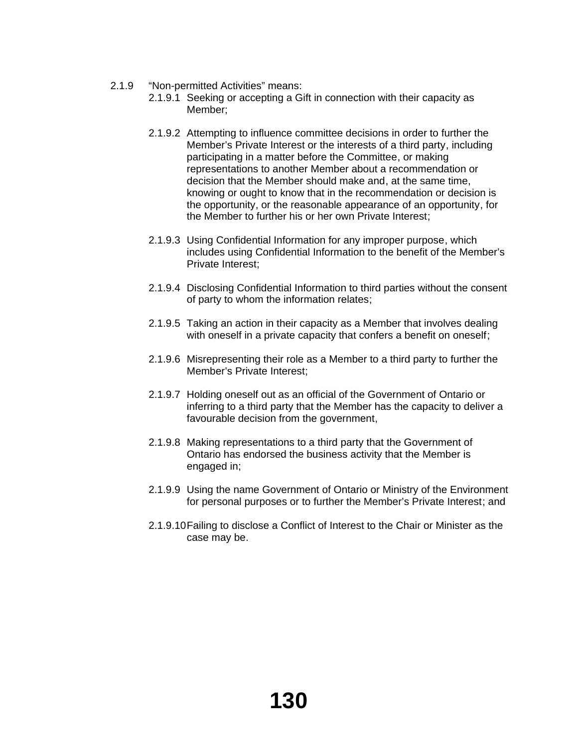2.1.9 "Non-permitted Activities" means:

- 2.1.9.1 Seeking or accepting a Gift in connection with their capacity as Member;

- 2.1.9.2 Attempting to influence committee decisions in order to further the Member's Private Interest or the interests of a third party, including participating in a matter before the Committee, or making representations to another Member about a recommendation or decision that the Member should make and, at the same time, knowing or ought to know that in the recommendation or decision is the opportunity, or the reasonable appearance of an opportunity, for the Member to further his or her own Private Interest;

- 2.1.9.3 Using Confidential Information for any improper purpose, which includes using Confidential Information to the benefit of the Member's Private Interest;

- 2.1.9.4 Disclosing Confidential Information to third parties without the consent of party to whom the information relates;

- 2.1.9.5 Taking an action in their capacity as a Member that involves dealing with oneself in a private capacity that confers a benefit on oneself;

- 2.1.9.6 Misrepresenting their role as a Member to a third party to further the Member's Private Interest;

- 2.1.9.7 Holding oneself out as an official of the Government of Ontario or inferring to a third party that the Member has the capacity to deliver a favourable decision from the government,

- 2.1.9.8 Making representations to a third party that the Government of Ontario has endorsed the business activity that the Member is engaged in;

- 2.1.9.9 Using the name Government of Ontario or Ministry of the Environment for personal purposes or to further the Member's Private Interest; and

- 2.1.9.10 Failing to disclose a Conflict of Interest to the Chair or Minister as the case may be.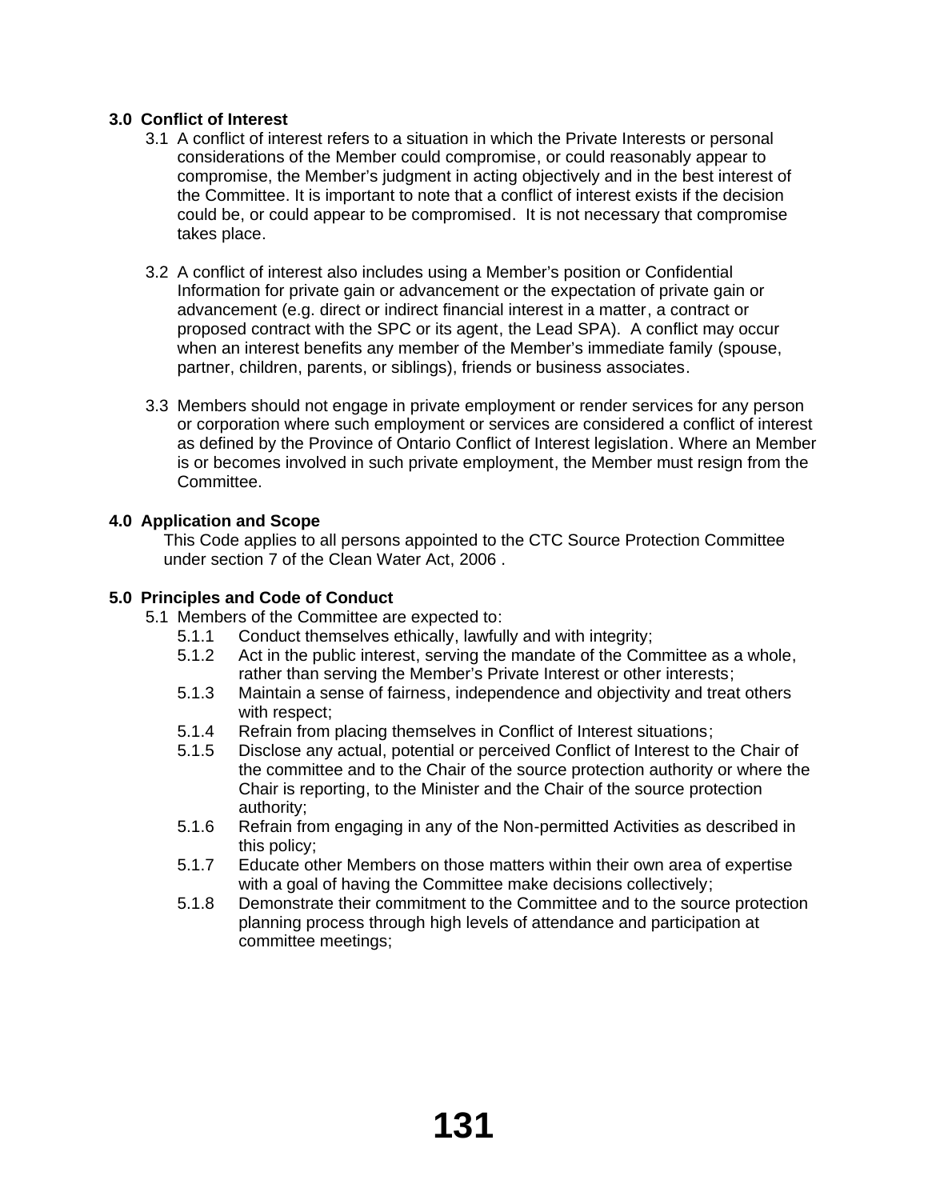## 3.0 Conflict of Interest

3.1 A conflict of interest refers to a situation in which the Private Interests or personal considerations of the Member could compromise, or could reasonably appear to compromise, the Member's judgment in acting objectively and in the best interest of the Committee. It is important to note that a conflict of interest exists if the decision could be, or could appear to be compromised. It is not necessary that compromise takes place.

3.2 A conflict of interest also includes using a Member's position or Confidential Information for private gain or advancement or the expectation of private gain or advancement (e.g. direct or indirect financial interest in a matter, a contract or proposed contract with the SPC or its agent, the Lead SPA). A conflict may occur when an interest benefits any member of the Member's immediate family (spouse, partner, children, parents, or siblings), friends or business associates.

3.3 Members should not engage in private employment or render services for any person or corporation where such employment or services are considered a conflict of interest as defined by the Province of Ontario Conflict of Interest legislation. Where an Member is or becomes involved in such private employment, the Member must resign from the Committee.

## 4.0 Application and Scope

This Code applies to all persons appointed to the CTC Source Protection Committee under section 7 of the Clean Water Act, 2006 .

## 5.0 Principles and Code of Conduct

5.1 Members of the Committee are expected to:

- 5.1.1 Conduct themselves ethically, lawfully and with integrity;
- 5.1.2 Act in the public interest, serving the mandate of the Committee as a whole, rather than serving the Member's Private Interest or other interests;
- 5.1.3 Maintain a sense of fairness, independence and objectivity and treat others with respect;
- 5.1.4 Refrain from placing themselves in Conflict of Interest situations;
- 5.1.5 Disclose any actual, potential or perceived Conflict of Interest to the Chair of the committee and to the Chair of the source protection authority or where the Chair is reporting, to the Minister and the Chair of the source protection authority;
- 5.1.6 Refrain from engaging in any of the Non-permitted Activities as described in this policy;
- 5.1.7 Educate other Members on those matters within their own area of expertise with a goal of having the Committee make decisions collectively;
- 5.1.8 Demonstrate their commitment to the Committee and to the source protection planning process through high levels of attendance and participation at committee meetings;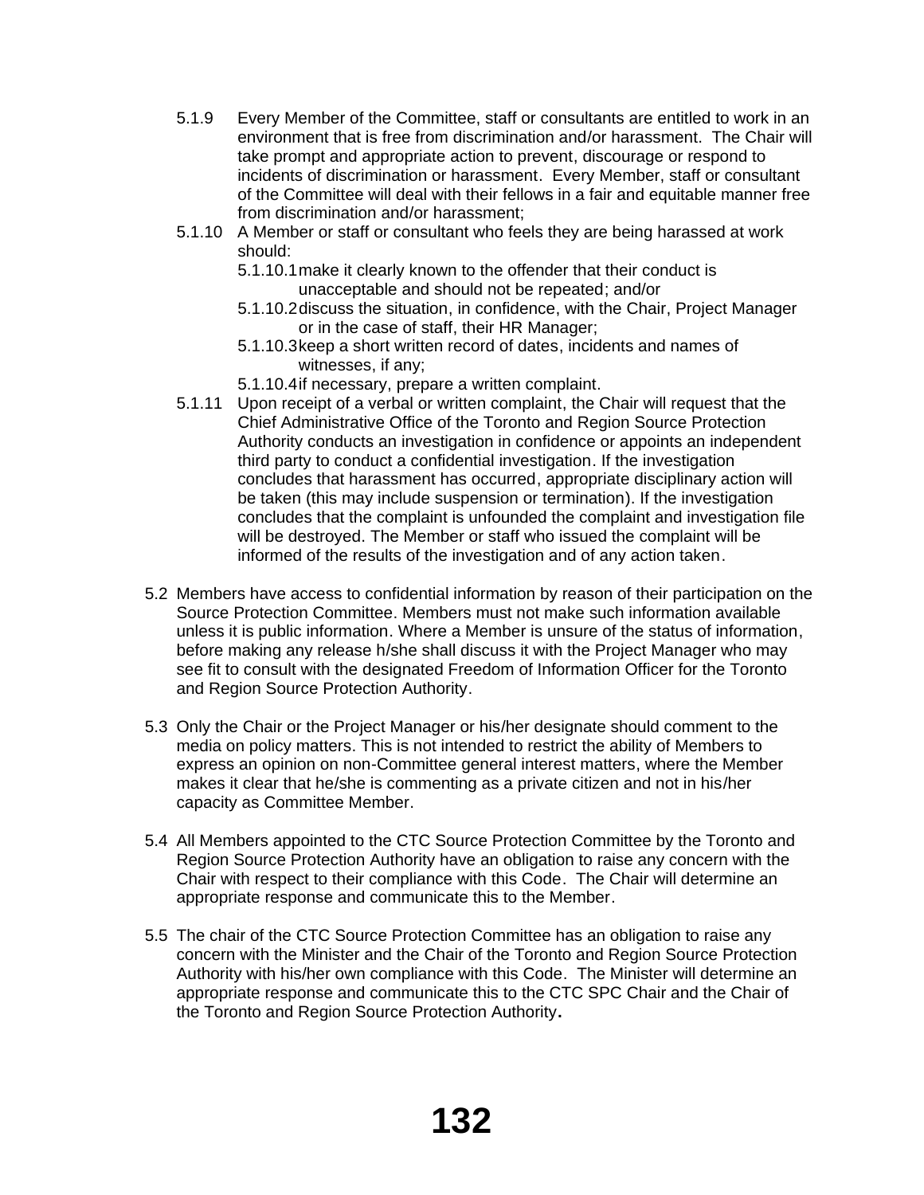5.1.9 Every Member of the Committee, staff or consultants are entitled to work in an environment that is free from discrimination and/or harassment. The Chair will take prompt and appropriate action to prevent, discourage or respond to incidents of discrimination or harassment. Every Member, staff or consultant of the Committee will deal with their fellows in a fair and equitable manner free from discrimination and/or harassment;

5.1.10 A Member or staff or consultant who feels they are being harassed at work should:

- 5.1.10.1 make it clearly known to the offender that their conduct is unacceptable and should not be repeated; and/or
- 5.1.10.2 discuss the situation, in confidence, with the Chair, Project Manager or in the case of staff, their HR Manager;
- 5.1.10.3 keep a short written record of dates, incidents and names of witnesses, if any;
- 5.1.10.4 if necessary, prepare a written complaint.

5.1.11 Upon receipt of a verbal or written complaint, the Chair will request that the Chief Administrative Office of the Toronto and Region Source Protection Authority conducts an investigation in confidence or appoints an independent third party to conduct a confidential investigation. If the investigation concludes that harassment has occurred, appropriate disciplinary action will be taken (this may include suspension or termination). If the investigation concludes that the complaint is unfounded the complaint and investigation file will be destroyed. The Member or staff who issued the complaint will be informed of the results of the investigation and of any action taken.

5.2 Members have access to confidential information by reason of their participation on the Source Protection Committee. Members must not make such information available unless it is public information. Where a Member is unsure of the status of information, before making any release h/she shall discuss it with the Project Manager who may see fit to consult with the designated Freedom of Information Officer for the Toronto and Region Source Protection Authority.

5.3 Only the Chair or the Project Manager or his/her designate should comment to the media on policy matters. This is not intended to restrict the ability of Members to express an opinion on non-Committee general interest matters, where the Member makes it clear that he/she is commenting as a private citizen and not in his/her capacity as Committee Member.

5.4 All Members appointed to the CTC Source Protection Committee by the Toronto and Region Source Protection Authority have an obligation to raise any concern with the Chair with respect to their compliance with this Code. The Chair will determine an appropriate response and communicate this to the Member.

5.5 The chair of the CTC Source Protection Committee has an obligation to raise any concern with the Minister and the Chair of the Toronto and Region Source Protection Authority with his/her own compliance with this Code. The Minister will determine an appropriate response and communicate this to the CTC SPC Chair and the Chair of the Toronto and Region Source Protection Authority.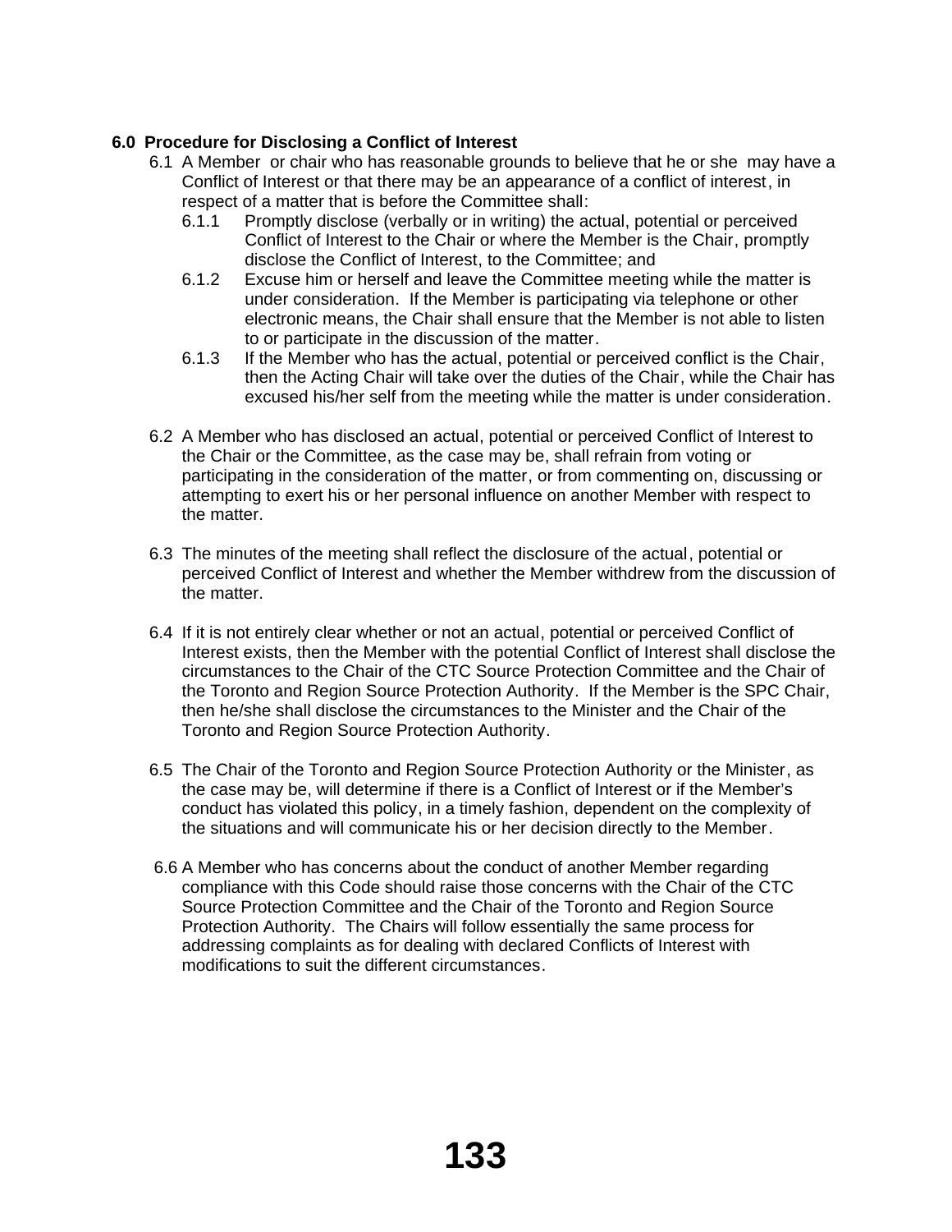### 6.0 Procedure for Disclosing a Conflict of Interest

6.1 A Member or chair who has reasonable grounds to believe that he or she may have a Conflict of Interest or that there may be an appearance of a conflict of interest, in respect of a matter that is before the Committee shall:

- 6.1.1 Promptly disclose (verbally or in writing) the actual, potential or perceived Conflict of Interest to the Chair or where the Member is the Chair, promptly disclose the Conflict of Interest, to the Committee; and
- 6.1.2 Excuse him or herself and leave the Committee meeting while the matter is under consideration. If the Member is participating via telephone or other electronic means, the Chair shall ensure that the Member is not able to listen to or participate in the discussion of the matter.
- 6.1.3 If the Member who has the actual, potential or perceived conflict is the Chair, then the Acting Chair will take over the duties of the Chair, while the Chair has excused his/her self from the meeting while the matter is under consideration.

6.2 A Member who has disclosed an actual, potential or perceived Conflict of Interest to the Chair or the Committee, as the case may be, shall refrain from voting or participating in the consideration of the matter, or from commenting on, discussing or attempting to exert his or her personal influence on another Member with respect to the matter.

6.3 The minutes of the meeting shall reflect the disclosure of the actual, potential or perceived Conflict of Interest and whether the Member withdrew from the discussion of the matter.

6.4 If it is not entirely clear whether or not an actual, potential or perceived Conflict of Interest exists, then the Member with the potential Conflict of Interest shall disclose the circumstances to the Chair of the CTC Source Protection Committee and the Chair of the Toronto and Region Source Protection Authority. If the Member is the SPC Chair, then he/she shall disclose the circumstances to the Minister and the Chair of the Toronto and Region Source Protection Authority.

6.5 The Chair of the Toronto and Region Source Protection Authority or the Minister, as the case may be, will determine if there is a Conflict of Interest or if the Member's conduct has violated this policy, in a timely fashion, dependent on the complexity of the situations and will communicate his or her decision directly to the Member.

6.6 A Member who has concerns about the conduct of another Member regarding compliance with this Code should raise those concerns with the Chair of the CTC Source Protection Committee and the Chair of the Toronto and Region Source Protection Authority. The Chairs will follow essentially the same process for addressing complaints as for dealing with declared Conflicts of Interest with modifications to suit the different circumstances.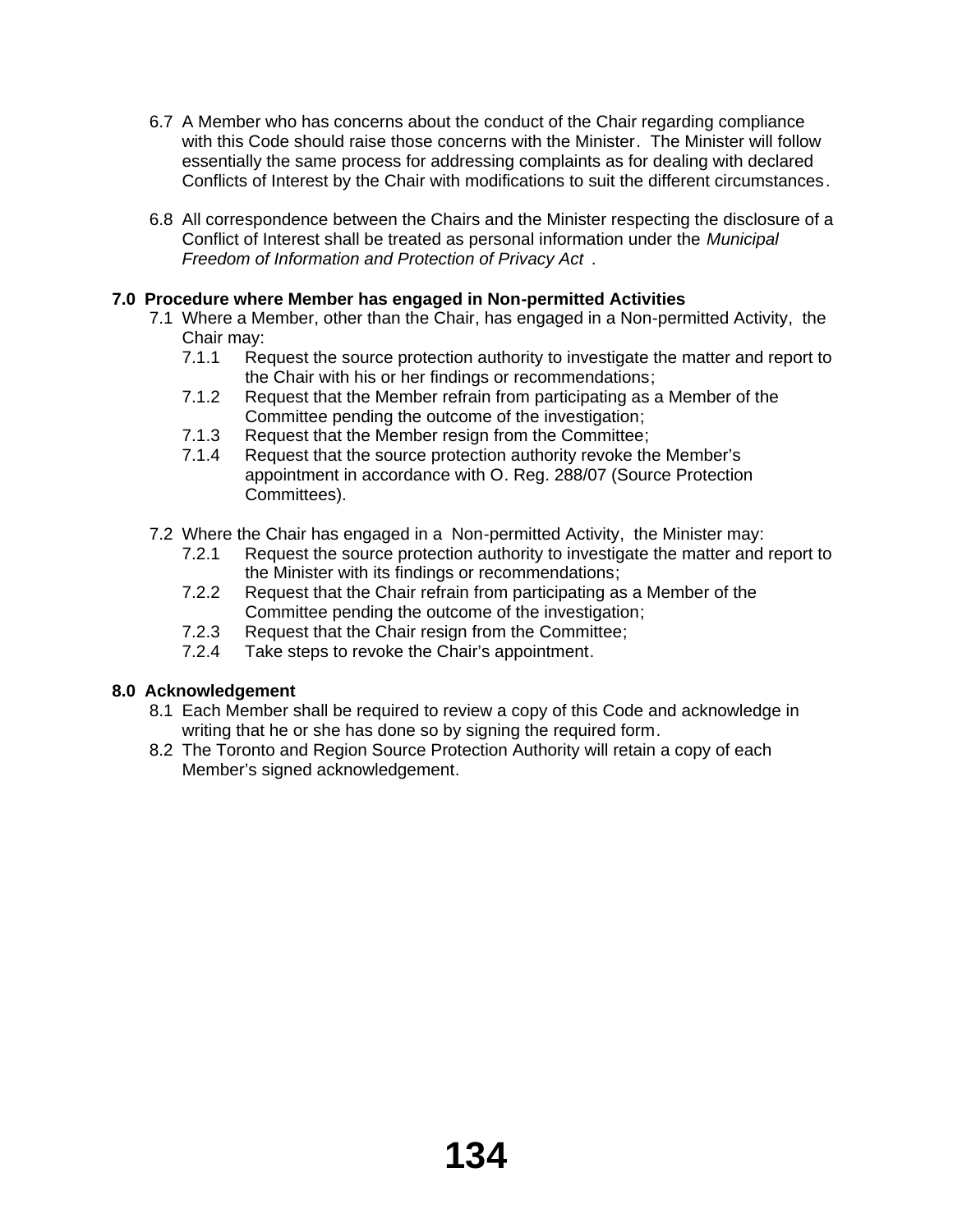6.7 A Member who has concerns about the conduct of the Chair regarding compliance with this Code should raise those concerns with the Minister. The Minister will follow essentially the same process for addressing complaints as for dealing with declared Conflicts of Interest by the Chair with modifications to suit the different circumstances.

6.8 All correspondence between the Chairs and the Minister respecting the disclosure of a Conflict of Interest shall be treated as personal information under the *Municipal Freedom of Information and Protection of Privacy Act* .

**7.0 Procedure where Member has engaged in Non-permitted Activities**

7.1 Where a Member, other than the Chair, has engaged in a Non-permitted Activity, the Chair may:

- 7.1.1 Request the source protection authority to investigate the matter and report to the Chair with his or her findings or recommendations;
- 7.1.2 Request that the Member refrain from participating as a Member of the Committee pending the outcome of the investigation;
- 7.1.3 Request that the Member resign from the Committee;
- 7.1.4 Request that the source protection authority revoke the Member's appointment in accordance with O. Reg. 288/07 (Source Protection Committees).

7.2 Where the Chair has engaged in a Non-permitted Activity, the Minister may:

- 7.2.1 Request the source protection authority to investigate the matter and report to the Minister with its findings or recommendations;
- 7.2.2 Request that the Chair refrain from participating as a Member of the Committee pending the outcome of the investigation;
- 7.2.3 Request that the Chair resign from the Committee;
- 7.2.4 Take steps to revoke the Chair's appointment.

**8.0 Acknowledgement**

8.1 Each Member shall be required to review a copy of this Code and acknowledge in writing that he or she has done so by signing the required form.

8.2 The Toronto and Region Source Protection Authority will retain a copy of each Member's signed acknowledgement.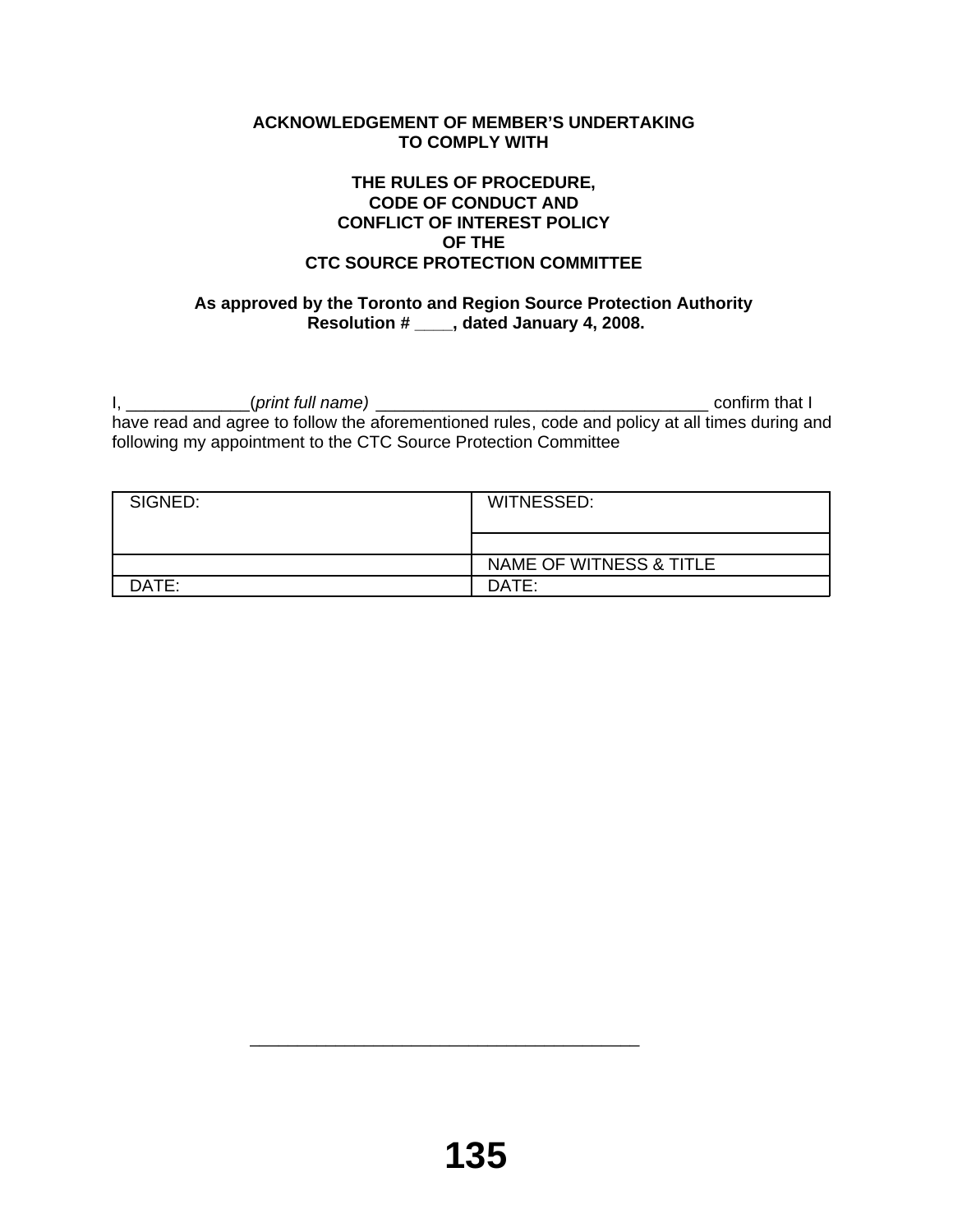**ACKNOWLEDGEMENT OF MEMBER'S UNDERTAKING**
**TO COMPLY WITH**

**THE RULES OF PROCEDURE,**
**CODE OF CONDUCT AND**
**CONFLICT OF INTEREST POLICY**
**OF THE**
**CTC SOURCE PROTECTION COMMITTEE**

**As approved by the Toronto and Region Source Protection Authority**
**Resolution # ____, dated January 4, 2008.**

I, _____________(*print full name*) ___________________________________ confirm that I have read and agree to follow the aforementioned rules, code and policy at all times during and following my appointment to the CTC Source Protection Committee

| SIGNED: | WITNESSED: |
|---|---|
| | |
| | NAME OF WITNESS & TITLE |
| DATE: | DATE: |

_______________________________________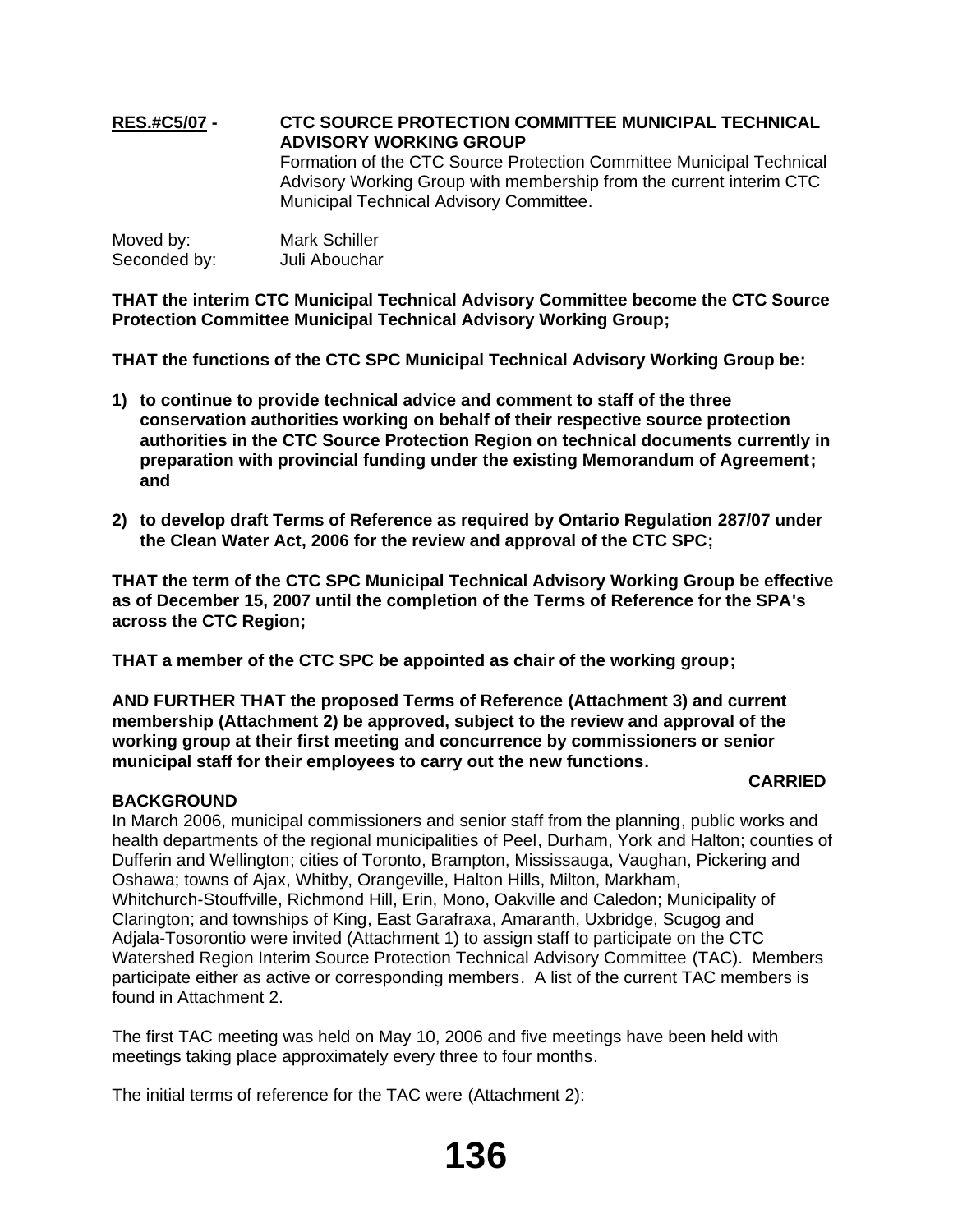**RES.#C5/07 -** **CTC SOURCE PROTECTION COMMITTEE MUNICIPAL TECHNICAL ADVISORY WORKING GROUP**
Formation of the CTC Source Protection Committee Municipal Technical Advisory Working Group with membership from the current interim CTC Municipal Technical Advisory Committee.

Moved by: Mark Schiller
Seconded by: Juli Abouchar

**THAT the interim CTC Municipal Technical Advisory Committee become the CTC Source Protection Committee Municipal Technical Advisory Working Group;**

**THAT the functions of the CTC SPC Municipal Technical Advisory Working Group be:**

1) **to continue to provide technical advice and comment to staff of the three conservation authorities working on behalf of their respective source protection authorities in the CTC Source Protection Region on technical documents currently in preparation with provincial funding under the existing Memorandum of Agreement; and**

2) **to develop draft Terms of Reference as required by Ontario Regulation 287/07 under the Clean Water Act, 2006 for the review and approval of the CTC SPC;**

**THAT the term of the CTC SPC Municipal Technical Advisory Working Group be effective as of December 15, 2007 until the completion of the Terms of Reference for the SPA's across the CTC Region;**

**THAT a member of the CTC SPC be appointed as chair of the working group;**

**AND FURTHER THAT the proposed Terms of Reference (Attachment 3) and current membership (Attachment 2) be approved, subject to the review and approval of the working group at their first meeting and concurrence by commissioners or senior municipal staff for their employees to carry out the new functions.**

**CARRIED**

**BACKGROUND**

In March 2006, municipal commissioners and senior staff from the planning, public works and health departments of the regional municipalities of Peel, Durham, York and Halton; counties of Dufferin and Wellington; cities of Toronto, Brampton, Mississauga, Vaughan, Pickering and Oshawa; towns of Ajax, Whitby, Orangeville, Halton Hills, Milton, Markham, Whitchurch-Stouffville, Richmond Hill, Erin, Mono, Oakville and Caledon; Municipality of Clarington; and townships of King, East Garafraxa, Amaranth, Uxbridge, Scugog and Adjala-Tosorontio were invited (Attachment 1) to assign staff to participate on the CTC Watershed Region Interim Source Protection Technical Advisory Committee (TAC). Members participate either as active or corresponding members. A list of the current TAC members is found in Attachment 2.

The first TAC meeting was held on May 10, 2006 and five meetings have been held with meetings taking place approximately every three to four months.

The initial terms of reference for the TAC were (Attachment 2):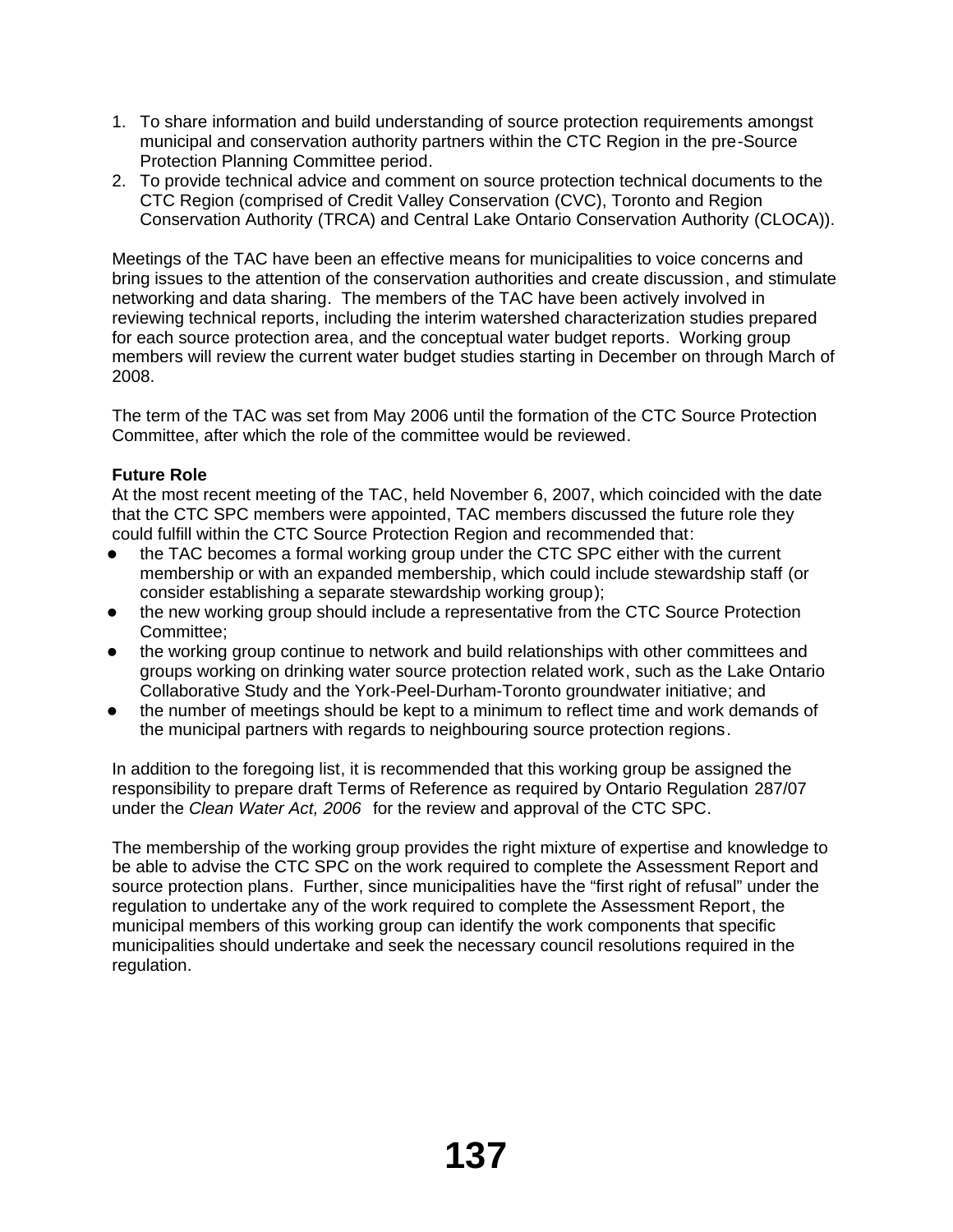1. To share information and build understanding of source protection requirements amongst municipal and conservation authority partners within the CTC Region in the pre-Source Protection Planning Committee period.
2. To provide technical advice and comment on source protection technical documents to the CTC Region (comprised of Credit Valley Conservation (CVC), Toronto and Region Conservation Authority (TRCA) and Central Lake Ontario Conservation Authority (CLOCA)).

Meetings of the TAC have been an effective means for municipalities to voice concerns and bring issues to the attention of the conservation authorities and create discussion, and stimulate networking and data sharing. The members of the TAC have been actively involved in reviewing technical reports, including the interim watershed characterization studies prepared for each source protection area, and the conceptual water budget reports. Working group members will review the current water budget studies starting in December on through March of 2008.

The term of the TAC was set from May 2006 until the formation of the CTC Source Protection Committee, after which the role of the committee would be reviewed.

**Future Role**

At the most recent meeting of the TAC, held November 6, 2007, which coincided with the date that the CTC SPC members were appointed, TAC members discussed the future role they could fulfill within the CTC Source Protection Region and recommended that:

- the TAC becomes a formal working group under the CTC SPC either with the current membership or with an expanded membership, which could include stewardship staff (or consider establishing a separate stewardship working group);
- the new working group should include a representative from the CTC Source Protection Committee;
- the working group continue to network and build relationships with other committees and groups working on drinking water source protection related work, such as the Lake Ontario Collaborative Study and the York-Peel-Durham-Toronto groundwater initiative; and
- the number of meetings should be kept to a minimum to reflect time and work demands of the municipal partners with regards to neighbouring source protection regions.

In addition to the foregoing list, it is recommended that this working group be assigned the responsibility to prepare draft Terms of Reference as required by Ontario Regulation 287/07 under the *Clean Water Act, 2006* for the review and approval of the CTC SPC.

The membership of the working group provides the right mixture of expertise and knowledge to be able to advise the CTC SPC on the work required to complete the Assessment Report and source protection plans. Further, since municipalities have the “first right of refusal” under the regulation to undertake any of the work required to complete the Assessment Report, the municipal members of this working group can identify the work components that specific municipalities should undertake and seek the necessary council resolutions required in the regulation.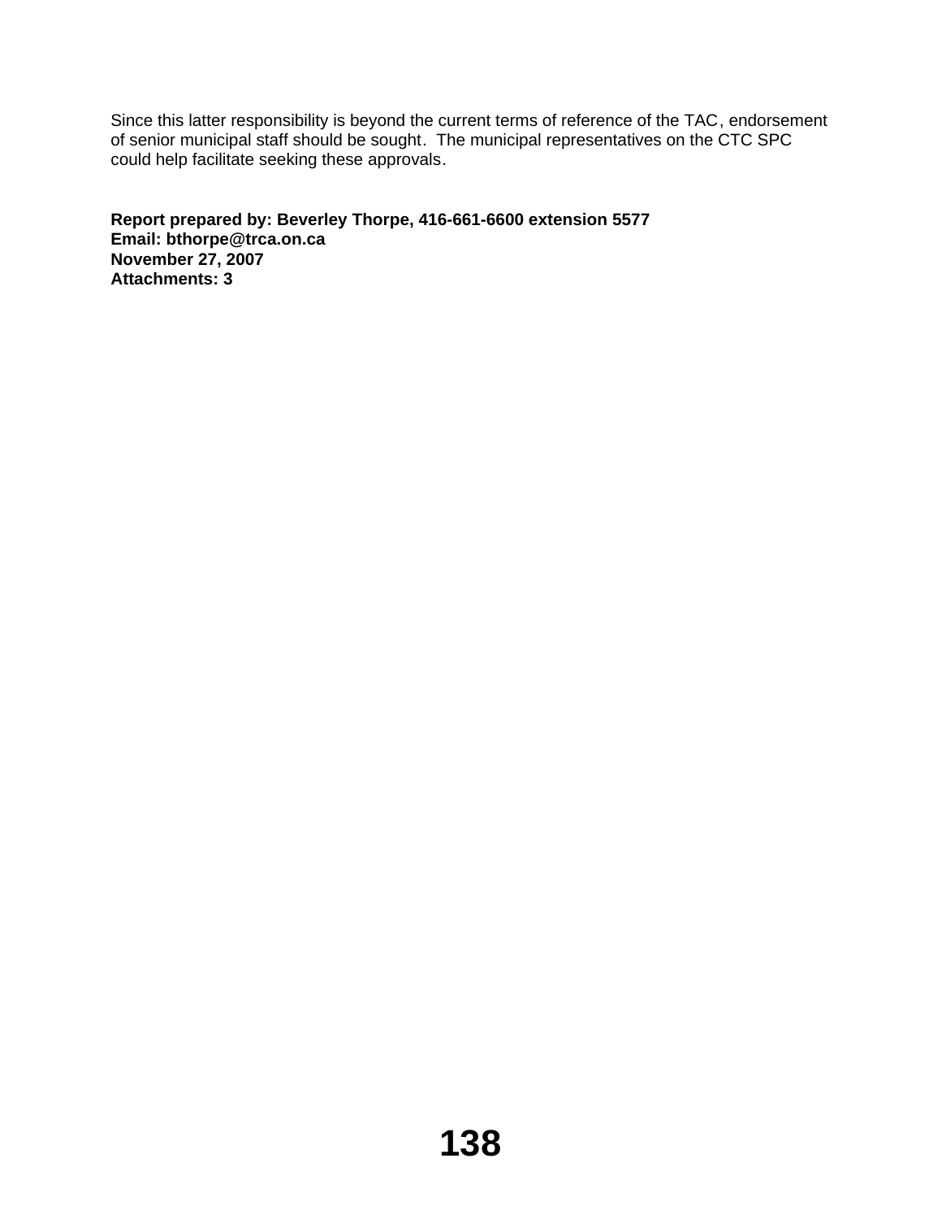Since this latter responsibility is beyond the current terms of reference of the TAC, endorsement of senior municipal staff should be sought. The municipal representatives on the CTC SPC could help facilitate seeking these approvals.

**Report prepared by: Beverley Thorpe, 416-661-6600 extension 5577**
**Email: bthorpe@trca.on.ca**
**November 27, 2007**
**Attachments: 3**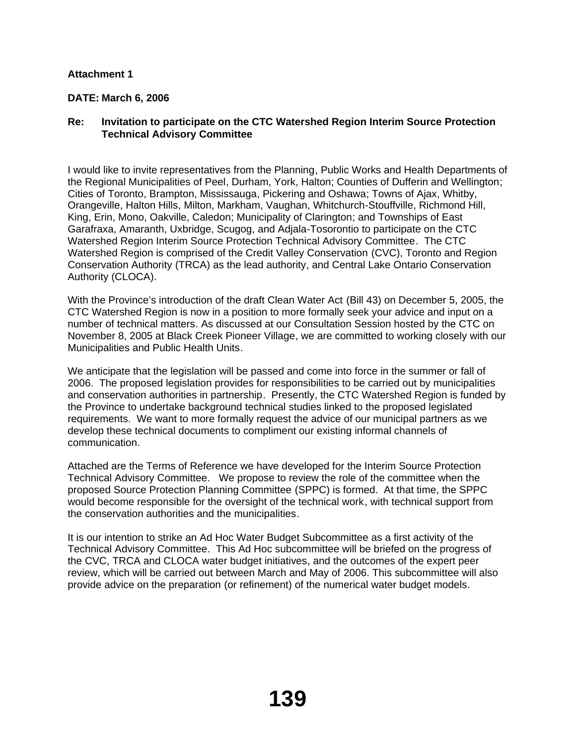**Attachment 1**

**DATE: March 6, 2006**

**Re: Invitation to participate on the CTC Watershed Region Interim Source Protection Technical Advisory Committee**

I would like to invite representatives from the Planning, Public Works and Health Departments of the Regional Municipalities of Peel, Durham, York, Halton; Counties of Dufferin and Wellington; Cities of Toronto, Brampton, Mississauga, Pickering and Oshawa; Towns of Ajax, Whitby, Orangeville, Halton Hills, Milton, Markham, Vaughan, Whitchurch-Stouffville, Richmond Hill, King, Erin, Mono, Oakville, Caledon; Municipality of Clarington; and Townships of East Garafraxa, Amaranth, Uxbridge, Scugog, and Adjala-Tosorontio to participate on the CTC Watershed Region Interim Source Protection Technical Advisory Committee. The CTC Watershed Region is comprised of the Credit Valley Conservation (CVC), Toronto and Region Conservation Authority (TRCA) as the lead authority, and Central Lake Ontario Conservation Authority (CLOCA).

With the Province's introduction of the draft Clean Water Act (Bill 43) on December 5, 2005, the CTC Watershed Region is now in a position to more formally seek your advice and input on a number of technical matters. As discussed at our Consultation Session hosted by the CTC on November 8, 2005 at Black Creek Pioneer Village, we are committed to working closely with our Municipalities and Public Health Units.

We anticipate that the legislation will be passed and come into force in the summer or fall of 2006. The proposed legislation provides for responsibilities to be carried out by municipalities and conservation authorities in partnership. Presently, the CTC Watershed Region is funded by the Province to undertake background technical studies linked to the proposed legislated requirements. We want to more formally request the advice of our municipal partners as we develop these technical documents to compliment our existing informal channels of communication.

Attached are the Terms of Reference we have developed for the Interim Source Protection Technical Advisory Committee. We propose to review the role of the committee when the proposed Source Protection Planning Committee (SPPC) is formed. At that time, the SPPC would become responsible for the oversight of the technical work, with technical support from the conservation authorities and the municipalities.

It is our intention to strike an Ad Hoc Water Budget Subcommittee as a first activity of the Technical Advisory Committee. This Ad Hoc subcommittee will be briefed on the progress of the CVC, TRCA and CLOCA water budget initiatives, and the outcomes of the expert peer review, which will be carried out between March and May of 2006. This subcommittee will also provide advice on the preparation (or refinement) of the numerical water budget models.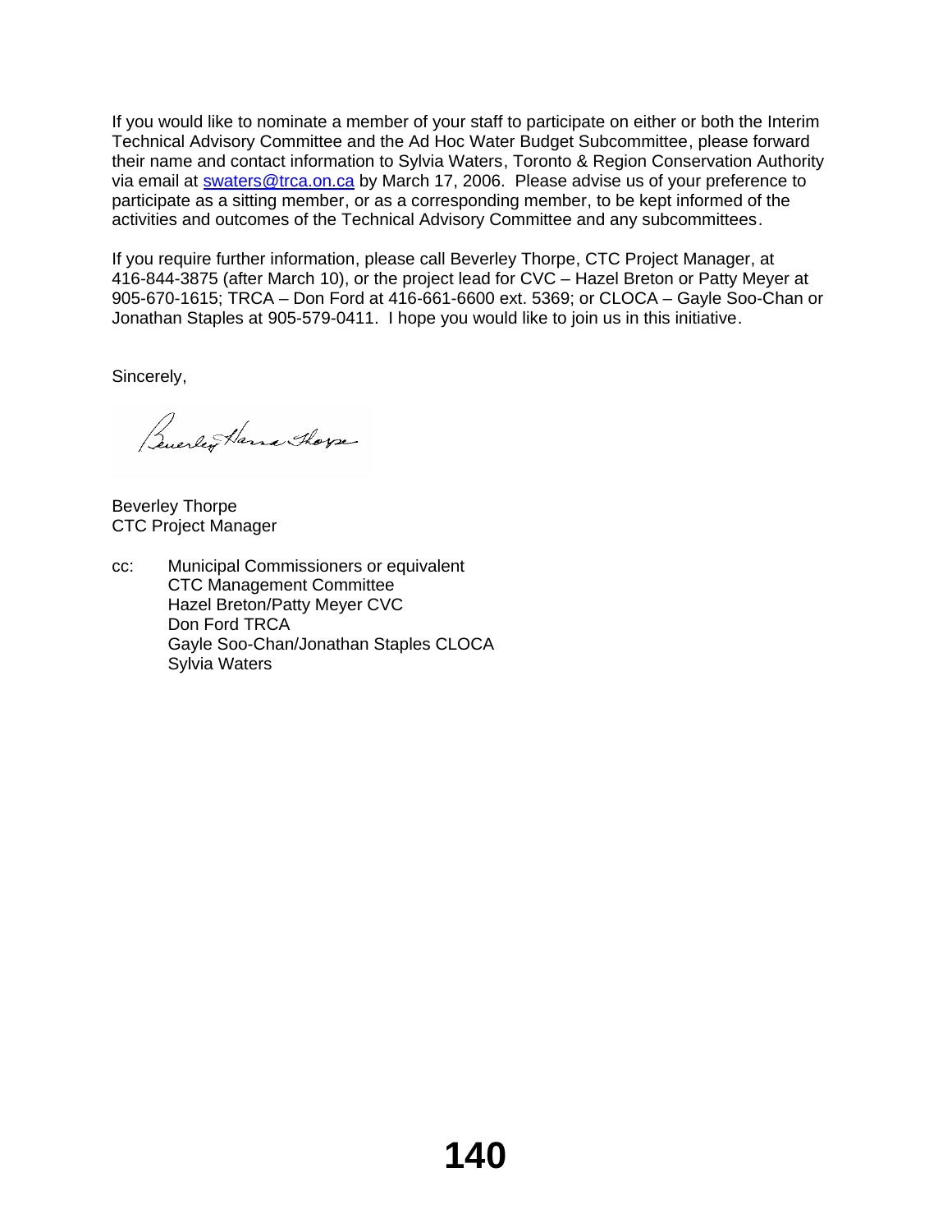If you would like to nominate a member of your staff to participate on either or both the Interim Technical Advisory Committee and the Ad Hoc Water Budget Subcommittee, please forward their name and contact information to Sylvia Waters, Toronto & Region Conservation Authority via email at swaters@trca.on.ca by March 17, 2006. Please advise us of your preference to participate as a sitting member, or as a corresponding member, to be kept informed of the activities and outcomes of the Technical Advisory Committee and any subcommittees.

If you require further information, please call Beverley Thorpe, CTC Project Manager, at 416-844-3875 (after March 10), or the project lead for CVC – Hazel Breton or Patty Meyer at 905-670-1615; TRCA – Don Ford at 416-661-6600 ext. 5369; or CLOCA – Gayle Soo-Chan or Jonathan Staples at 905-579-0411. I hope you would like to join us in this initiative.

Sincerely,

Beverley Thorpe
CTC Project Manager

cc: Municipal Commissioners or equivalent
CTC Management Committee
Hazel Breton/Patty Meyer CVC
Don Ford TRCA
Gayle Soo-Chan/Jonathan Staples CLOCA
Sylvia Waters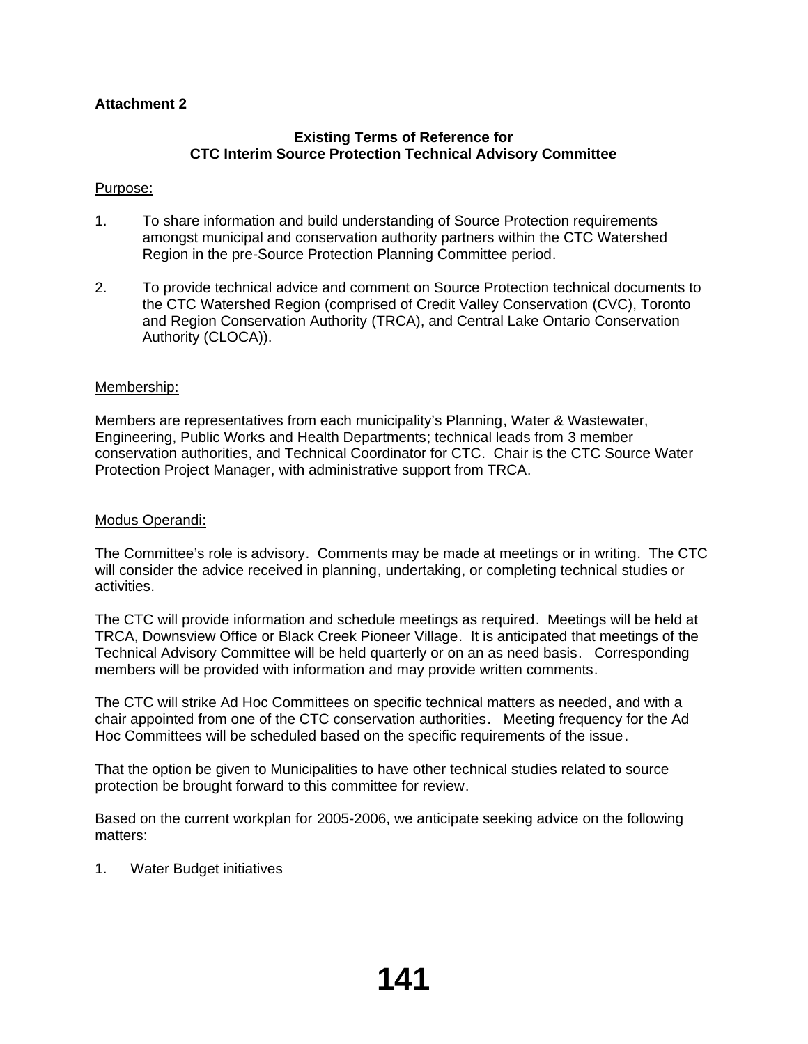**Attachment 2**

## Existing Terms of Reference for CTC Interim Source Protection Technical Advisory Committee

Purpose:

1. To share information and build understanding of Source Protection requirements amongst municipal and conservation authority partners within the CTC Watershed Region in the pre-Source Protection Planning Committee period.
2. To provide technical advice and comment on Source Protection technical documents to the CTC Watershed Region (comprised of Credit Valley Conservation (CVC), Toronto and Region Conservation Authority (TRCA), and Central Lake Ontario Conservation Authority (CLOCA)).

Membership:

Members are representatives from each municipality's Planning, Water & Wastewater, Engineering, Public Works and Health Departments; technical leads from 3 member conservation authorities, and Technical Coordinator for CTC. Chair is the CTC Source Water Protection Project Manager, with administrative support from TRCA.

Modus Operandi:

The Committee's role is advisory. Comments may be made at meetings or in writing. The CTC will consider the advice received in planning, undertaking, or completing technical studies or activities.

The CTC will provide information and schedule meetings as required. Meetings will be held at TRCA, Downsview Office or Black Creek Pioneer Village. It is anticipated that meetings of the Technical Advisory Committee will be held quarterly or on an as need basis. Corresponding members will be provided with information and may provide written comments.

The CTC will strike Ad Hoc Committees on specific technical matters as needed, and with a chair appointed from one of the CTC conservation authorities. Meeting frequency for the Ad Hoc Committees will be scheduled based on the specific requirements of the issue.

That the option be given to Municipalities to have other technical studies related to source protection be brought forward to this committee for review.

Based on the current workplan for 2005-2006, we anticipate seeking advice on the following matters:

1. Water Budget initiatives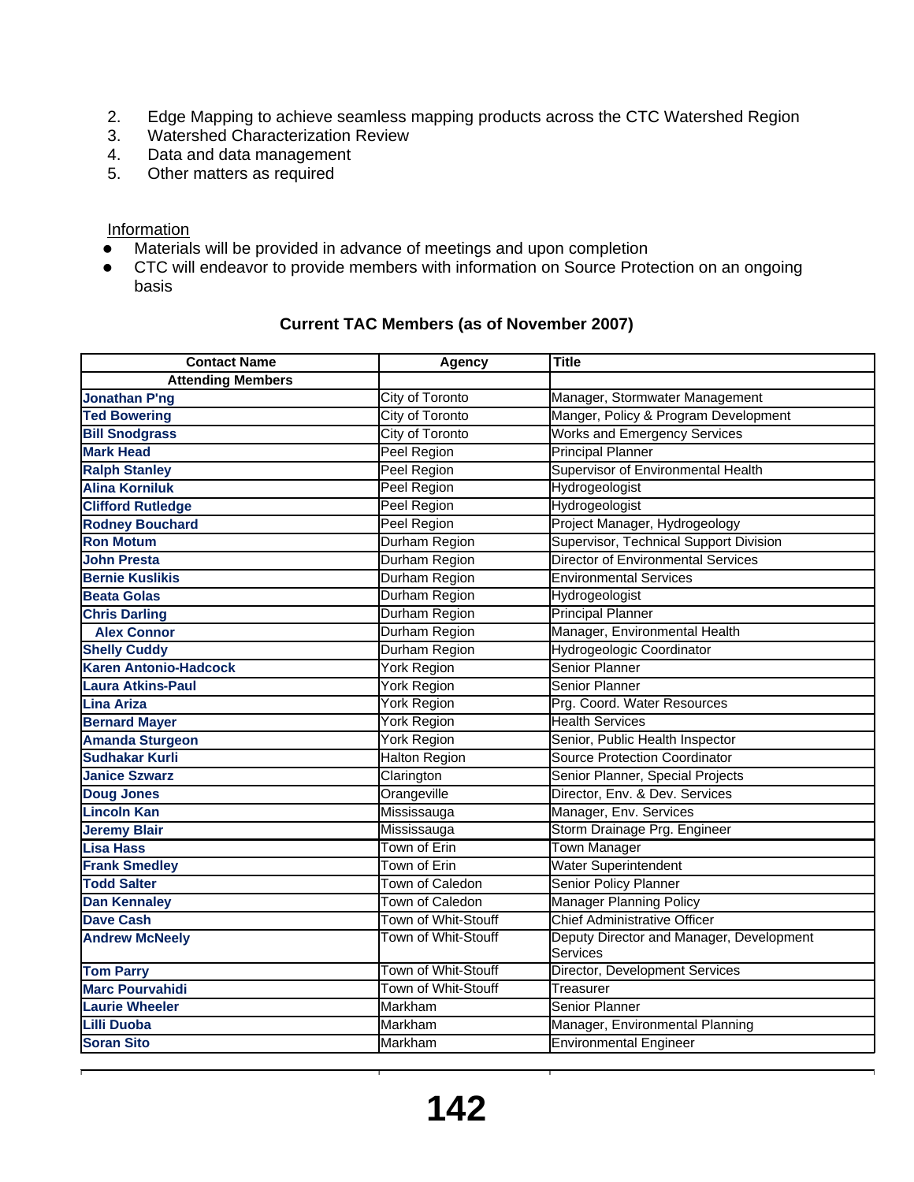2. Edge Mapping to achieve seamless mapping products across the CTC Watershed Region
3. Watershed Characterization Review
4. Data and data management
5. Other matters as required

Information

- Materials will be provided in advance of meetings and upon completion
- CTC will endeavor to provide members with information on Source Protection on an ongoing basis

**Current TAC Members (as of November 2007)**

| Contact Name | Agency | Title |
|---|---|---|
| **Attending Members** | | |
| **Jonathan P'ng** | City of Toronto | Manager, Stormwater Management |
| **Ted Bowering** | City of Toronto | Manger, Policy & Program Development |
| **Bill Snodgrass** | City of Toronto | Works and Emergency Services |
| **Mark Head** | Peel Region | Principal Planner |
| **Ralph Stanley** | Peel Region | Supervisor of Environmental Health |
| **Alina Korniluk** | Peel Region | Hydrogeologist |
| **Clifford Rutledge** | Peel Region | Hydrogeologist |
| **Rodney Bouchard** | Peel Region | Project Manager, Hydrogeology |
| **Ron Motum** | Durham Region | Supervisor, Technical Support Division |
| **John Presta** | Durham Region | Director of Environmental Services |
| **Bernie Kuslikis** | Durham Region | Environmental Services |
| **Beata Golas** | Durham Region | Hydrogeologist |
| **Chris Darling** | Durham Region | Principal Planner |
| **Alex Connor** | Durham Region | Manager, Environmental Health |
| **Shelly Cuddy** | Durham Region | Hydrogeologic Coordinator |
| **Karen Antonio-Hadcock** | York Region | Senior Planner |
| **Laura Atkins-Paul** | York Region | Senior Planner |
| **Lina Ariza** | York Region | Prg. Coord. Water Resources |
| **Bernard Mayer** | York Region | Health Services |
| **Amanda Sturgeon** | York Region | Senior, Public Health Inspector |
| **Sudhakar Kurli** | Halton Region | Source Protection Coordinator |
| **Janice Szwarz** | Clarington | Senior Planner, Special Projects |
| **Doug Jones** | Orangeville | Director, Env. & Dev. Services |
| **Lincoln Kan** | Mississauga | Manager, Env. Services |
| **Jeremy Blair** | Mississauga | Storm Drainage Prg. Engineer |
| **Lisa Hass** | Town of Erin | Town Manager |
| **Frank Smedley** | Town of Erin | Water Superintendent |
| **Todd Salter** | Town of Caledon | Senior Policy Planner |
| **Dan Kennaley** | Town of Caledon | Manager Planning Policy |
| **Dave Cash** | Town of Whit-Stouff | Chief Administrative Officer |
| **Andrew McNeely** | Town of Whit-Stouff | Deputy Director and Manager, Development Services |
| **Tom Parry** | Town of Whit-Stouff | Director, Development Services |
| **Marc Pourvahidi** | Town of Whit-Stouff | Treasurer |
| **Laurie Wheeler** | Markham | Senior Planner |
| **Lilli Duoba** | Markham | Manager, Environmental Planning |
| **Soran Sito** | Markham | Environmental Engineer |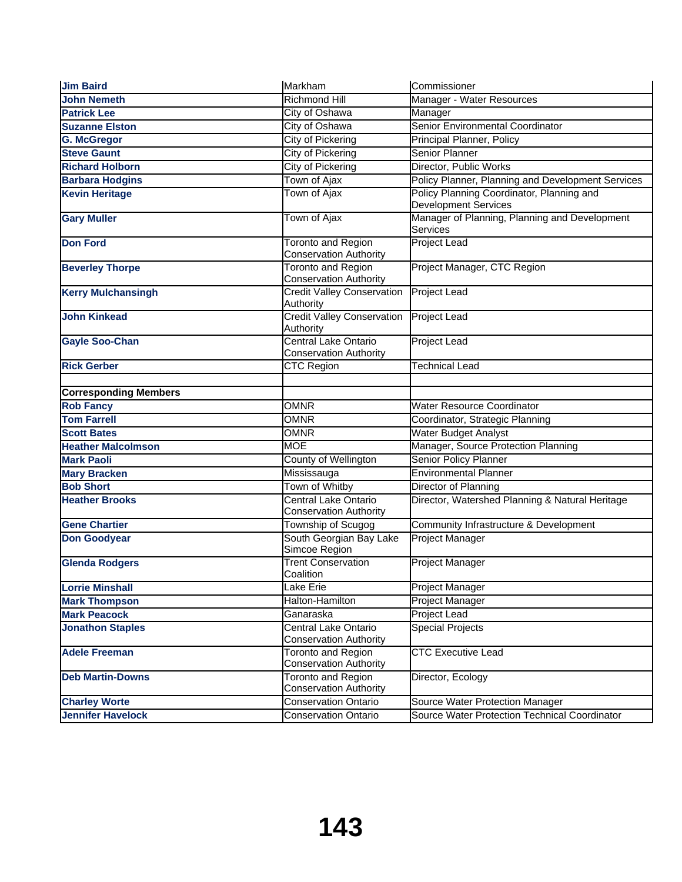| | | |
|---|---|---|
| **Jim Baird** | Markham | Commissioner |
| **John Nemeth** | Richmond Hill | Manager - Water Resources |
| **Patrick Lee** | City of Oshawa | Manager |
| **Suzanne Elston** | City of Oshawa | Senior Environmental Coordinator |
| **G. McGregor** | City of Pickering | Principal Planner, Policy |
| **Steve Gaunt** | City of Pickering | Senior Planner |
| **Richard Holborn** | City of Pickering | Director, Public Works |
| **Barbara Hodgins** | Town of Ajax | Policy Planner, Planning and Development Services |
| **Kevin Heritage** | Town of Ajax | Policy Planning Coordinator, Planning and Development Services |
| **Gary Muller** | Town of Ajax | Manager of Planning, Planning and Development Services |
| **Don Ford** | Toronto and Region Conservation Authority | Project Lead |
| **Beverley Thorpe** | Toronto and Region Conservation Authority | Project Manager, CTC Region |
| **Kerry Mulchansingh** | Credit Valley Conservation Authority | Project Lead |
| **John Kinkead** | Credit Valley Conservation Authority | Project Lead |
| **Gayle Soo-Chan** | Central Lake Ontario Conservation Authority | Project Lead |
| **Rick Gerber** | CTC Region | Technical Lead |
| | | |
| **Corresponding Members** | | |
| **Rob Fancy** | OMNR | Water Resource Coordinator |
| **Tom Farrell** | OMNR | Coordinator, Strategic Planning |
| **Scott Bates** | OMNR | Water Budget Analyst |
| **Heather Malcolmson** | MOE | Manager, Source Protection Planning |
| **Mark Paoli** | County of Wellington | Senior Policy Planner |
| **Mary Bracken** | Mississauga | Environmental Planner |
| **Bob Short** | Town of Whitby | Director of Planning |
| **Heather Brooks** | Central Lake Ontario Conservation Authority | Director, Watershed Planning & Natural Heritage |
| **Gene Chartier** | Township of Scugog | Community Infrastructure & Development |
| **Don Goodyear** | South Georgian Bay Lake Simcoe Region | Project Manager |
| **Glenda Rodgers** | Trent Conservation Coalition | Project Manager |
| **Lorrie Minshall** | Lake Erie | Project Manager |
| **Mark Thompson** | Halton-Hamilton | Project Manager |
| **Mark Peacock** | Ganaraska | Project Lead |
| **Jonathon Staples** | Central Lake Ontario Conservation Authority | Special Projects |
| **Adele Freeman** | Toronto and Region Conservation Authority | CTC Executive Lead |
| **Deb Martin-Downs** | Toronto and Region Conservation Authority | Director, Ecology |
| **Charley Worte** | Conservation Ontario | Source Water Protection Manager |
| **Jennifer Havelock** | Conservation Ontario | Source Water Protection Technical Coordinator |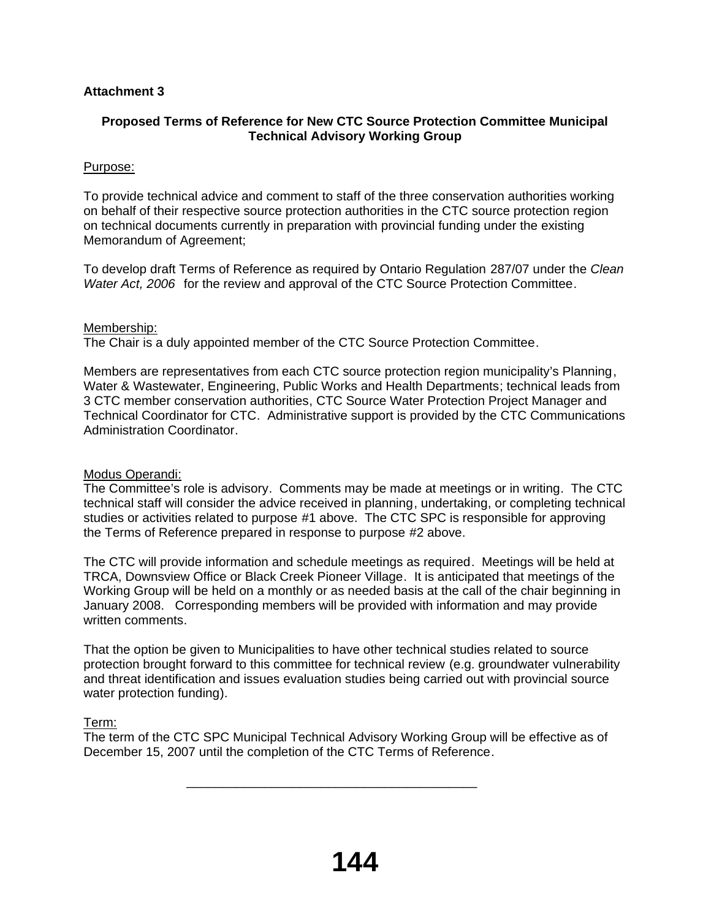**Attachment 3**

## Proposed Terms of Reference for New CTC Source Protection Committee Municipal Technical Advisory Working Group

Purpose:

To provide technical advice and comment to staff of the three conservation authorities working on behalf of their respective source protection authorities in the CTC source protection region on technical documents currently in preparation with provincial funding under the existing Memorandum of Agreement;

To develop draft Terms of Reference as required by Ontario Regulation 287/07 under the *Clean Water Act, 2006* for the review and approval of the CTC Source Protection Committee.

Membership:

The Chair is a duly appointed member of the CTC Source Protection Committee.

Members are representatives from each CTC source protection region municipality's Planning, Water & Wastewater, Engineering, Public Works and Health Departments; technical leads from 3 CTC member conservation authorities, CTC Source Water Protection Project Manager and Technical Coordinator for CTC. Administrative support is provided by the CTC Communications Administration Coordinator.

Modus Operandi:

The Committee's role is advisory. Comments may be made at meetings or in writing. The CTC technical staff will consider the advice received in planning, undertaking, or completing technical studies or activities related to purpose #1 above. The CTC SPC is responsible for approving the Terms of Reference prepared in response to purpose #2 above.

The CTC will provide information and schedule meetings as required. Meetings will be held at TRCA, Downsview Office or Black Creek Pioneer Village. It is anticipated that meetings of the Working Group will be held on a monthly or as needed basis at the call of the chair beginning in January 2008. Corresponding members will be provided with information and may provide written comments.

That the option be given to Municipalities to have other technical studies related to source protection brought forward to this committee for technical review (e.g. groundwater vulnerability and threat identification and issues evaluation studies being carried out with provincial source water protection funding).

Term:

The term of the CTC SPC Municipal Technical Advisory Working Group will be effective as of December 15, 2007 until the completion of the CTC Terms of Reference.

---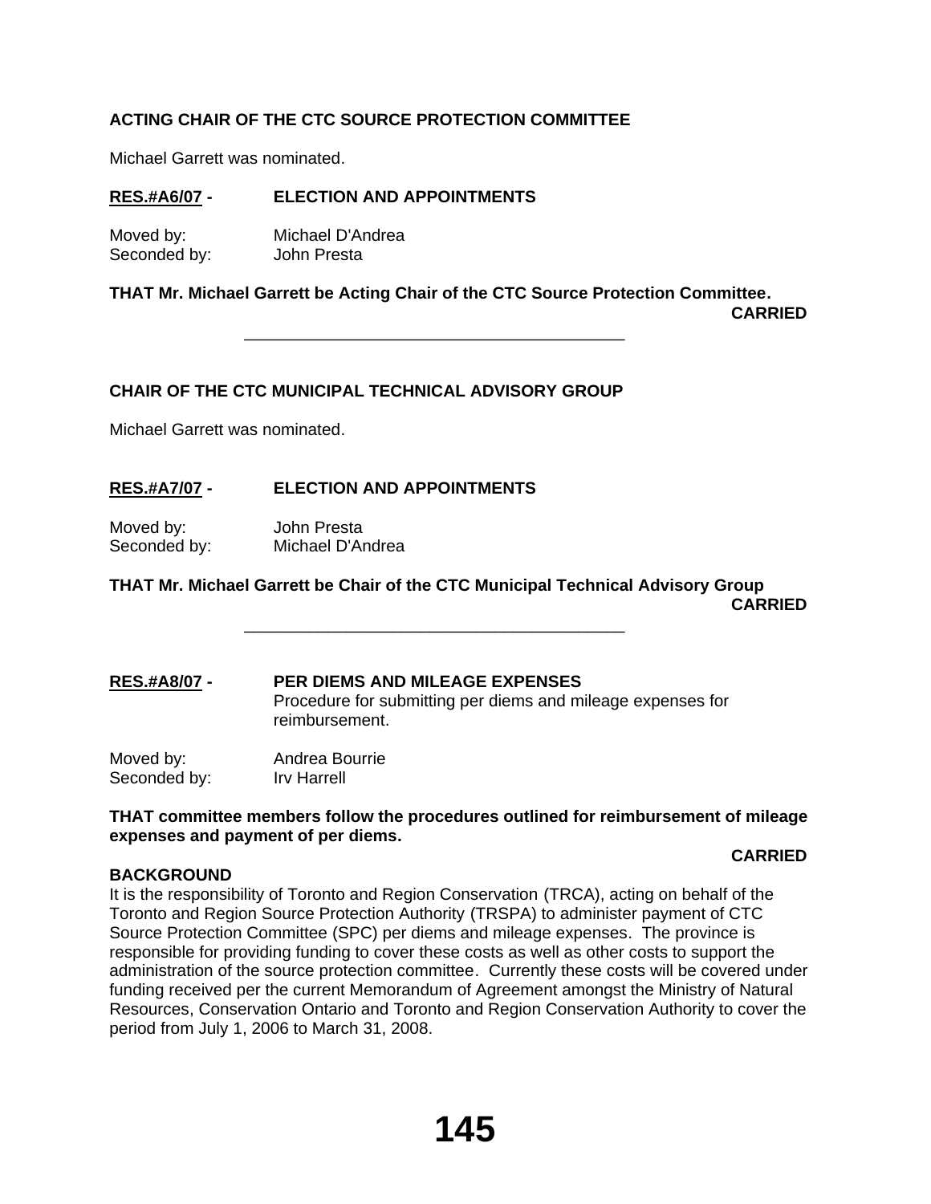**ACTING CHAIR OF THE CTC SOURCE PROTECTION COMMITTEE**

Michael Garrett was nominated.

**RES.#A6/07 - ELECTION AND APPOINTMENTS**

Moved by: Michael D'Andrea
Seconded by: John Presta

**THAT Mr. Michael Garrett be Acting Chair of the CTC Source Protection Committee.**

**CARRIED**

---

**CHAIR OF THE CTC MUNICIPAL TECHNICAL ADVISORY GROUP**

Michael Garrett was nominated.

**RES.#A7/07 - ELECTION AND APPOINTMENTS**

Moved by: John Presta
Seconded by: Michael D'Andrea

**THAT Mr. Michael Garrett be Chair of the CTC Municipal Technical Advisory Group**

**CARRIED**

---

**RES.#A8/07 - PER DIEMS AND MILEAGE EXPENSES**
Procedure for submitting per diems and mileage expenses for reimbursement.

Moved by: Andrea Bourrie
Seconded by: Irv Harrell

**THAT committee members follow the procedures outlined for reimbursement of mileage expenses and payment of per diems.**

**CARRIED**

**BACKGROUND**

It is the responsibility of Toronto and Region Conservation (TRCA), acting on behalf of the Toronto and Region Source Protection Authority (TRSPA) to administer payment of CTC Source Protection Committee (SPC) per diems and mileage expenses. The province is responsible for providing funding to cover these costs as well as other costs to support the administration of the source protection committee. Currently these costs will be covered under funding received per the current Memorandum of Agreement amongst the Ministry of Natural Resources, Conservation Ontario and Toronto and Region Conservation Authority to cover the period from July 1, 2006 to March 31, 2008.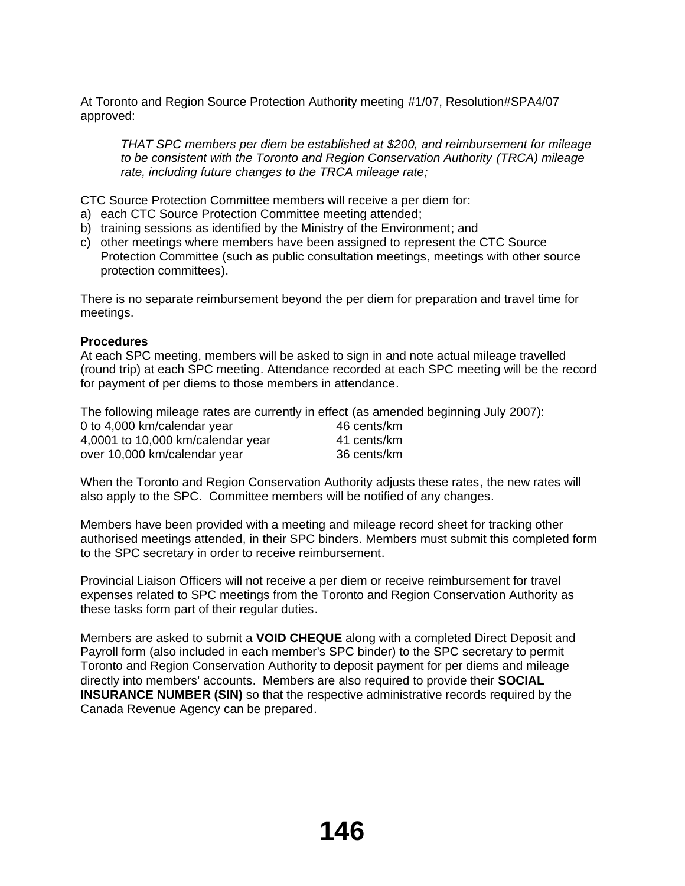At Toronto and Region Source Protection Authority meeting #1/07, Resolution#SPA4/07 approved:

> *THAT SPC members per diem be established at $200, and reimbursement for mileage to be consistent with the Toronto and Region Conservation Authority (TRCA) mileage rate, including future changes to the TRCA mileage rate;*

CTC Source Protection Committee members will receive a per diem for:

a) each CTC Source Protection Committee meeting attended;
b) training sessions as identified by the Ministry of the Environment; and
c) other meetings where members have been assigned to represent the CTC Source Protection Committee (such as public consultation meetings, meetings with other source protection committees).

There is no separate reimbursement beyond the per diem for preparation and travel time for meetings.

**Procedures**
At each SPC meeting, members will be asked to sign in and note actual mileage travelled (round trip) at each SPC meeting. Attendance recorded at each SPC meeting will be the record for payment of per diems to those members in attendance.

The following mileage rates are currently in effect (as amended beginning July 2007):

| | |
|---|---|
| 0 to 4,000 km/calendar year | 46 cents/km |
| 4,0001 to 10,000 km/calendar year | 41 cents/km |
| over 10,000 km/calendar year | 36 cents/km |

When the Toronto and Region Conservation Authority adjusts these rates, the new rates will also apply to the SPC. Committee members will be notified of any changes.

Members have been provided with a meeting and mileage record sheet for tracking other authorised meetings attended, in their SPC binders. Members must submit this completed form to the SPC secretary in order to receive reimbursement.

Provincial Liaison Officers will not receive a per diem or receive reimbursement for travel expenses related to SPC meetings from the Toronto and Region Conservation Authority as these tasks form part of their regular duties.

Members are asked to submit a **VOID CHEQUE** along with a completed Direct Deposit and Payroll form (also included in each member's SPC binder) to the SPC secretary to permit Toronto and Region Conservation Authority to deposit payment for per diems and mileage directly into members' accounts. Members are also required to provide their **SOCIAL INSURANCE NUMBER (SIN)** so that the respective administrative records required by the Canada Revenue Agency can be prepared.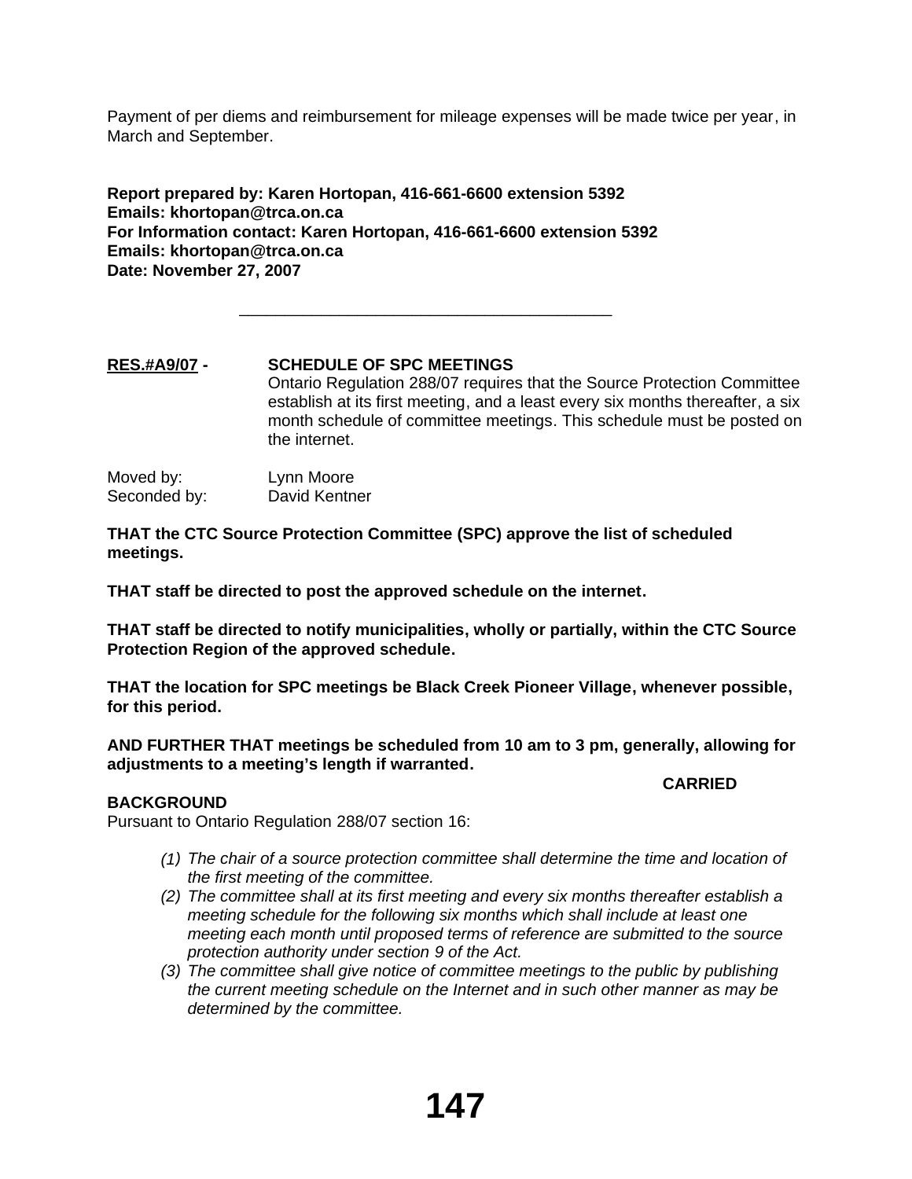Payment of per diems and reimbursement for mileage expenses will be made twice per year, in March and September.

**Report prepared by: Karen Hortopan, 416-661-6600 extension 5392**
**Emails: khortopan@trca.on.ca**
**For Information contact: Karen Hortopan, 416-661-6600 extension 5392**
**Emails: khortopan@trca.on.ca**
**Date: November 27, 2007**

---

**RES.#A9/07 - SCHEDULE OF SPC MEETINGS**

Ontario Regulation 288/07 requires that the Source Protection Committee establish at its first meeting, and a least every six months thereafter, a six month schedule of committee meetings. This schedule must be posted on the internet.

Moved by: Lynn Moore
Seconded by: David Kentner

**THAT the CTC Source Protection Committee (SPC) approve the list of scheduled meetings.**

**THAT staff be directed to post the approved schedule on the internet.**

**THAT staff be directed to notify municipalities, wholly or partially, within the CTC Source Protection Region of the approved schedule.**

**THAT the location for SPC meetings be Black Creek Pioneer Village, whenever possible, for this period.**

**AND FURTHER THAT meetings be scheduled from 10 am to 3 pm, generally, allowing for adjustments to a meeting's length if warranted.**

**CARRIED**

**BACKGROUND**

Pursuant to Ontario Regulation 288/07 section 16:

*(1) The chair of a source protection committee shall determine the time and location of the first meeting of the committee.*

*(2) The committee shall at its first meeting and every six months thereafter establish a meeting schedule for the following six months which shall include at least one meeting each month until proposed terms of reference are submitted to the source protection authority under section 9 of the Act.*

*(3) The committee shall give notice of committee meetings to the public by publishing the current meeting schedule on the Internet and in such other manner as may be determined by the committee.*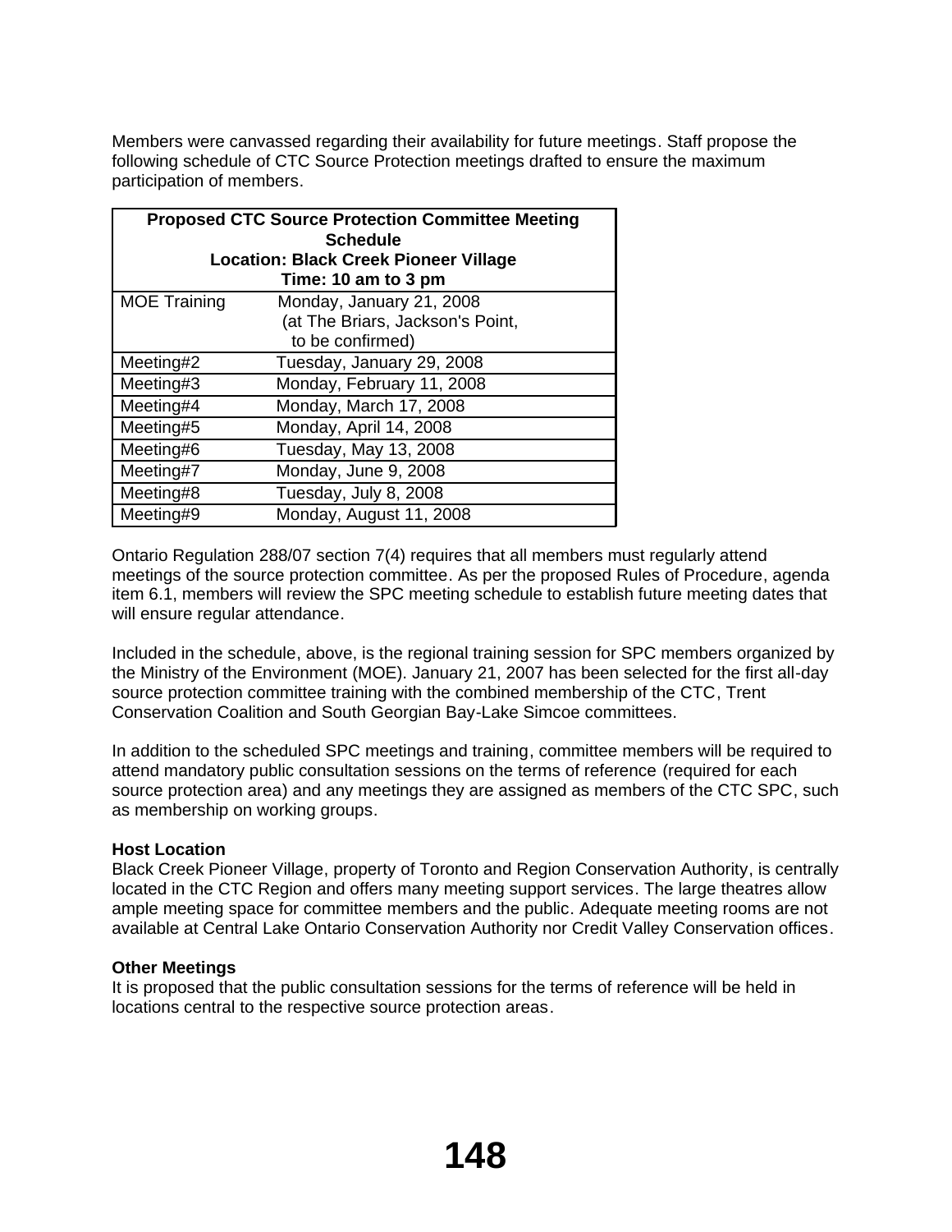Members were canvassed regarding their availability for future meetings. Staff propose the following schedule of CTC Source Protection meetings drafted to ensure the maximum participation of members.

| **Proposed CTC Source Protection Committee Meeting Schedule**<br>**Location: Black Creek Pioneer Village**<br>**Time: 10 am to 3 pm** | |
|---|---|
| MOE Training | Monday, January 21, 2008<br>(at The Briars, Jackson's Point, to be confirmed) |
| Meeting#2 | Tuesday, January 29, 2008 |
| Meeting#3 | Monday, February 11, 2008 |
| Meeting#4 | Monday, March 17, 2008 |
| Meeting#5 | Monday, April 14, 2008 |
| Meeting#6 | Tuesday, May 13, 2008 |
| Meeting#7 | Monday, June 9, 2008 |
| Meeting#8 | Tuesday, July 8, 2008 |
| Meeting#9 | Monday, August 11, 2008 |

Ontario Regulation 288/07 section 7(4) requires that all members must regularly attend meetings of the source protection committee. As per the proposed Rules of Procedure, agenda item 6.1, members will review the SPC meeting schedule to establish future meeting dates that will ensure regular attendance.

Included in the schedule, above, is the regional training session for SPC members organized by the Ministry of the Environment (MOE). January 21, 2007 has been selected for the first all-day source protection committee training with the combined membership of the CTC, Trent Conservation Coalition and South Georgian Bay-Lake Simcoe committees.

In addition to the scheduled SPC meetings and training, committee members will be required to attend mandatory public consultation sessions on the terms of reference (required for each source protection area) and any meetings they are assigned as members of the CTC SPC, such as membership on working groups.

**Host Location**

Black Creek Pioneer Village, property of Toronto and Region Conservation Authority, is centrally located in the CTC Region and offers many meeting support services. The large theatres allow ample meeting space for committee members and the public. Adequate meeting rooms are not available at Central Lake Ontario Conservation Authority nor Credit Valley Conservation offices.

**Other Meetings**

It is proposed that the public consultation sessions for the terms of reference will be held in locations central to the respective source protection areas.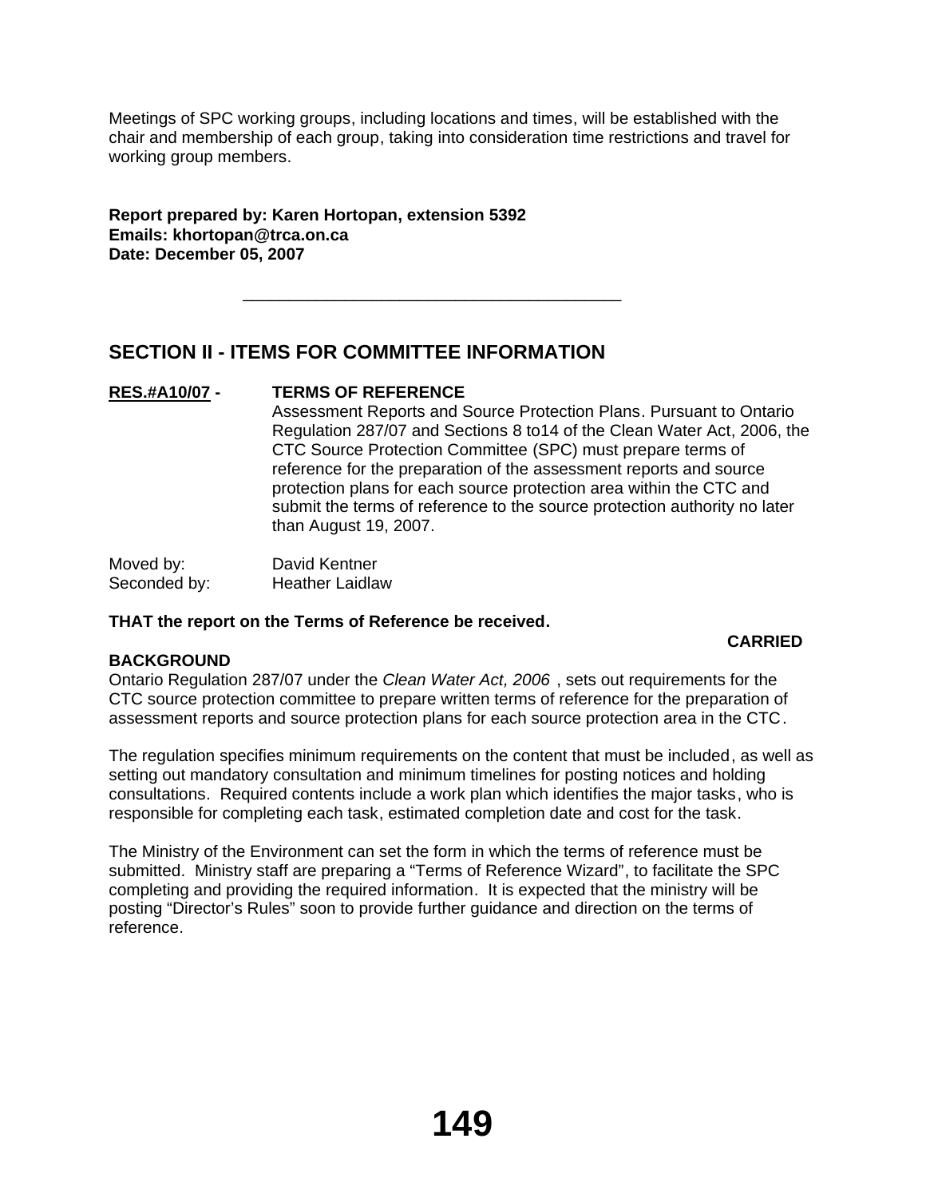Meetings of SPC working groups, including locations and times, will be established with the chair and membership of each group, taking into consideration time restrictions and travel for working group members.

**Report prepared by: Karen Hortopan, extension 5392**
**Emails: khortopan@trca.on.ca**
**Date: December 05, 2007**

---

## SECTION II - ITEMS FOR COMMITTEE INFORMATION

**RES.#A10/07 - TERMS OF REFERENCE**

Assessment Reports and Source Protection Plans. Pursuant to Ontario Regulation 287/07 and Sections 8 to14 of the Clean Water Act, 2006, the CTC Source Protection Committee (SPC) must prepare terms of reference for the preparation of the assessment reports and source protection plans for each source protection area within the CTC and submit the terms of reference to the source protection authority no later than August 19, 2007.

Moved by: David Kentner
Seconded by: Heather Laidlaw

**THAT the report on the Terms of Reference be received.**

**CARRIED**

**BACKGROUND**

Ontario Regulation 287/07 under the *Clean Water Act, 2006* , sets out requirements for the CTC source protection committee to prepare written terms of reference for the preparation of assessment reports and source protection plans for each source protection area in the CTC.

The regulation specifies minimum requirements on the content that must be included, as well as setting out mandatory consultation and minimum timelines for posting notices and holding consultations. Required contents include a work plan which identifies the major tasks, who is responsible for completing each task, estimated completion date and cost for the task.

The Ministry of the Environment can set the form in which the terms of reference must be submitted. Ministry staff are preparing a "Terms of Reference Wizard", to facilitate the SPC completing and providing the required information. It is expected that the ministry will be posting "Director's Rules" soon to provide further guidance and direction on the terms of reference.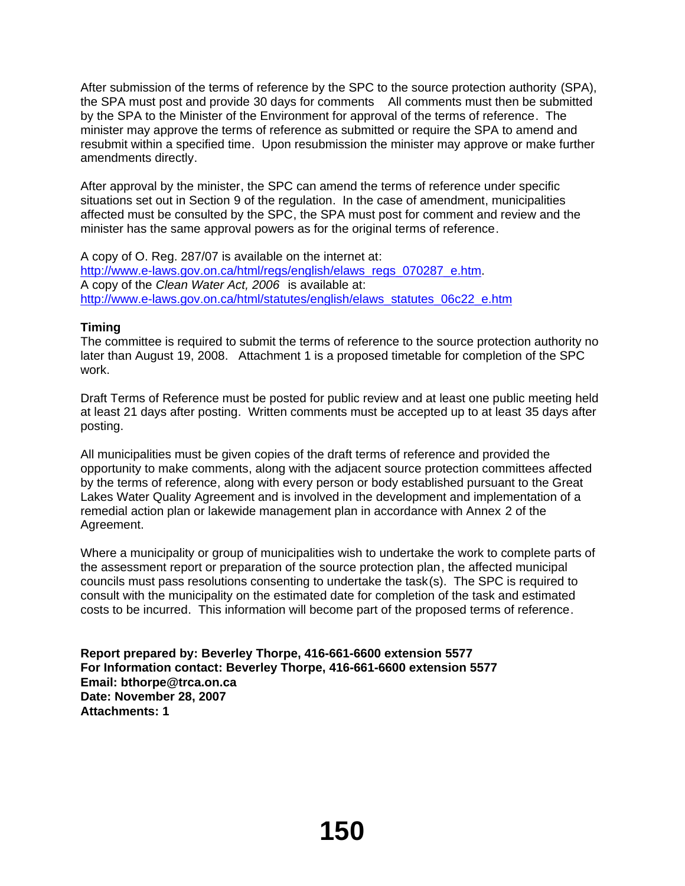After submission of the terms of reference by the SPC to the source protection authority (SPA), the SPA must post and provide 30 days for comments   All comments must then be submitted by the SPA to the Minister of the Environment for approval of the terms of reference. The minister may approve the terms of reference as submitted or require the SPA to amend and resubmit within a specified time. Upon resubmission the minister may approve or make further amendments directly.

After approval by the minister, the SPC can amend the terms of reference under specific situations set out in Section 9 of the regulation. In the case of amendment, municipalities affected must be consulted by the SPC, the SPA must post for comment and review and the minister has the same approval powers as for the original terms of reference.

A copy of O. Reg. 287/07 is available on the internet at:
http://www.e-laws.gov.on.ca/html/regs/english/elaws_regs_070287_e.htm.
A copy of the *Clean Water Act, 2006* is available at:
http://www.e-laws.gov.on.ca/html/statutes/english/elaws_statutes_06c22_e.htm

**Timing**
The committee is required to submit the terms of reference to the source protection authority no later than August 19, 2008.  Attachment 1 is a proposed timetable for completion of the SPC work.

Draft Terms of Reference must be posted for public review and at least one public meeting held at least 21 days after posting. Written comments must be accepted up to at least 35 days after posting.

All municipalities must be given copies of the draft terms of reference and provided the opportunity to make comments, along with the adjacent source protection committees affected by the terms of reference, along with every person or body established pursuant to the Great Lakes Water Quality Agreement and is involved in the development and implementation of a remedial action plan or lakewide management plan in accordance with Annex 2 of the Agreement.

Where a municipality or group of municipalities wish to undertake the work to complete parts of the assessment report or preparation of the source protection plan, the affected municipal councils must pass resolutions consenting to undertake the task(s). The SPC is required to consult with the municipality on the estimated date for completion of the task and estimated costs to be incurred. This information will become part of the proposed terms of reference.

**Report prepared by: Beverley Thorpe, 416-661-6600 extension 5577**
**For Information contact: Beverley Thorpe, 416-661-6600 extension 5577**
**Email: bthorpe@trca.on.ca**
**Date: November 28, 2007**
**Attachments: 1**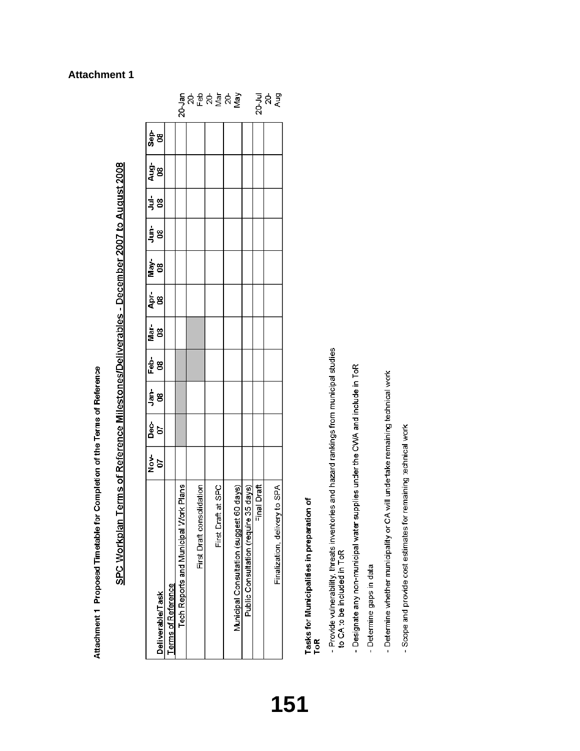**Attachment 1**

**Attachment 1 Proposed Timetable for Completion of the Terms of Reference**

**SPC Workplan Terms of Reference Milestones/Deliverables - December 2007 to August 2008**

| Deliverable/Task | Nov-07 | Dec-07 | Jan-08 | Feb-08 | Mar-08 | Apr-08 | May-08 | Jun-08 | Jul-08 | Aug-08 | Sep-08 | |
|---|---|---|---|---|---|---|---|---|---|---|---|---|
| Terms of Reference | | | | | | | | | | | | |
| Tech Reports and Municipal Work Plans | | ■ | ■ | ■ | | | | | | | | 20-Jan |
| First Draft consolidation | | | | ■ | ■ | | | | | | | 20-Feb |
| First Draft at SPC | | | | | | | | | | | | 20-Mar |
| Municipal Consultation (suggest 60 days) | | | | | | | | | | | | 20-May |
| Public Consultation (require 35 days) | | | | | | | | | | | | |
| Final Draft | | | | | | | | | | | | 20-Jul |
| Finalization, delivery to SPA | | | | | | | | | | | | 20-Aug |

**Tasks for Municipalities in preparation of ToR**

- Provide vulnerability, threats inventories and hazard rankings from municipal studies to CA to be included in ToR
- Designate any non-municipal water supplies under the CWA and include in ToR
- Determine gaps in data
- Determine whether municipality or CA will undertake remaining technical work
- Scope and provide cost estimates for remaining technical work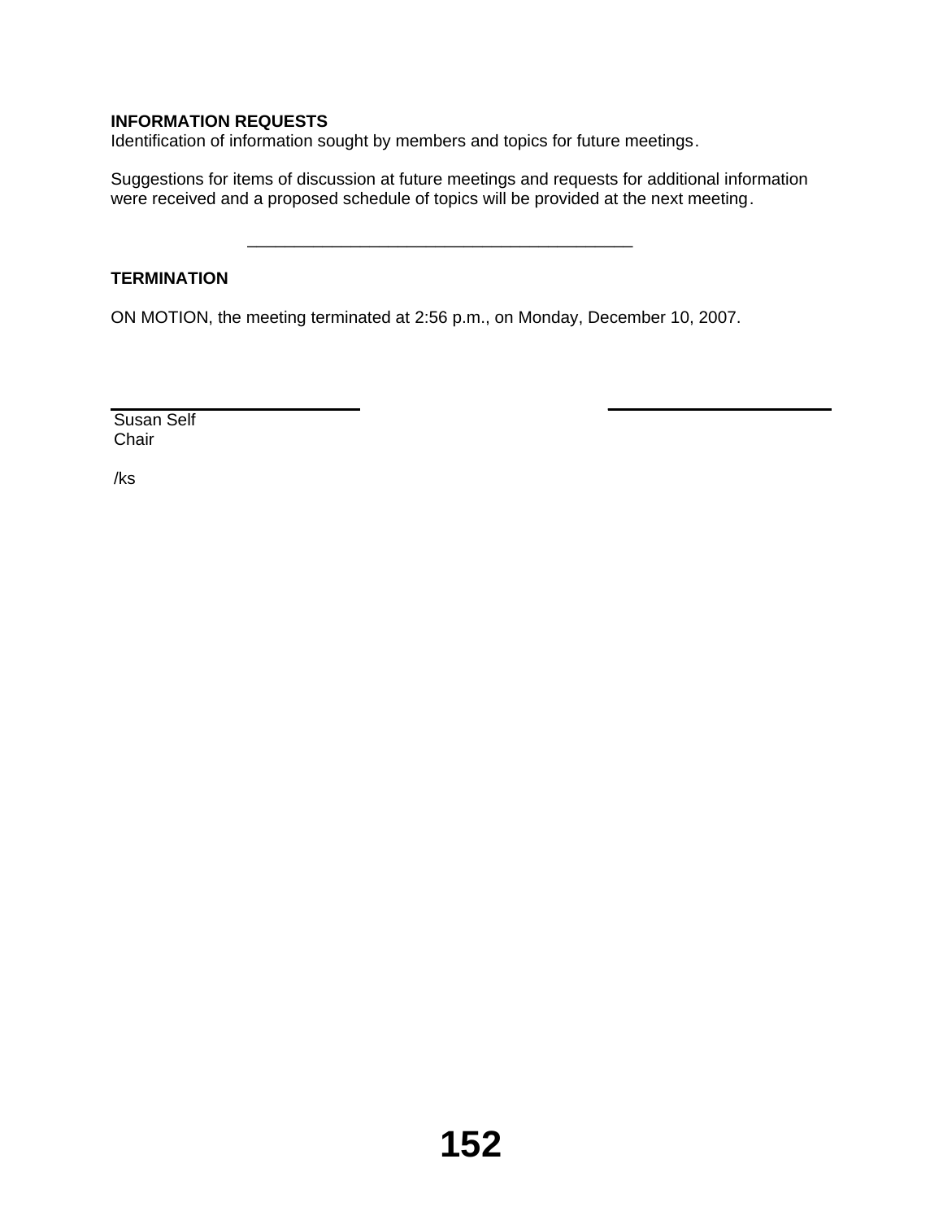**INFORMATION REQUESTS**
Identification of information sought by members and topics for future meetings.

Suggestions for items of discussion at future meetings and requests for additional information were received and a proposed schedule of topics will be provided at the next meeting.

---

**TERMINATION**

ON MOTION, the meeting terminated at 2:56 p.m., on Monday, December 10, 2007.

Susan Self
Chair

/ks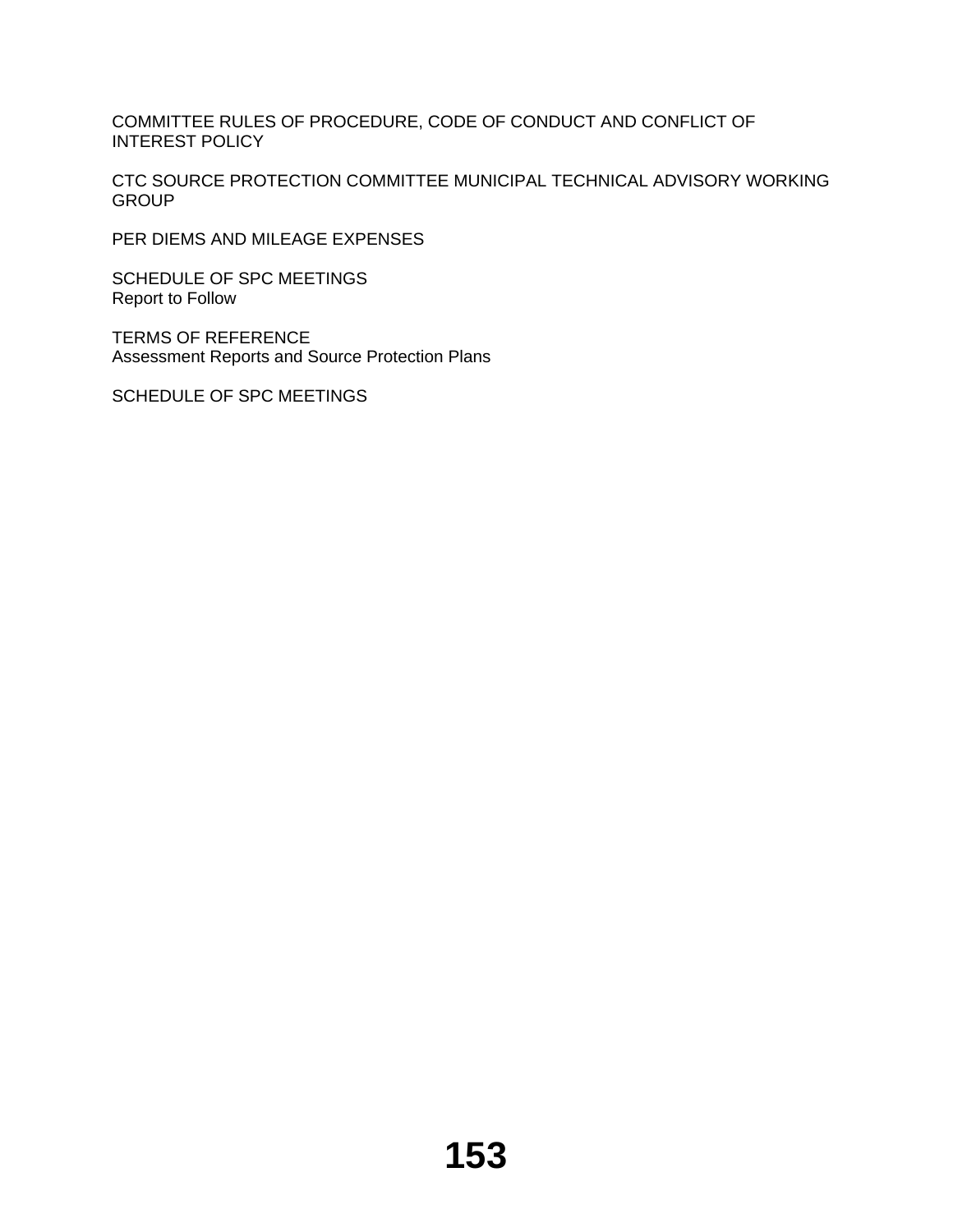COMMITTEE RULES OF PROCEDURE, CODE OF CONDUCT AND CONFLICT OF INTEREST POLICY

CTC SOURCE PROTECTION COMMITTEE MUNICIPAL TECHNICAL ADVISORY WORKING GROUP

PER DIEMS AND MILEAGE EXPENSES

SCHEDULE OF SPC MEETINGS
Report to Follow

TERMS OF REFERENCE
Assessment Reports and Source Protection Plans

SCHEDULE OF SPC MEETINGS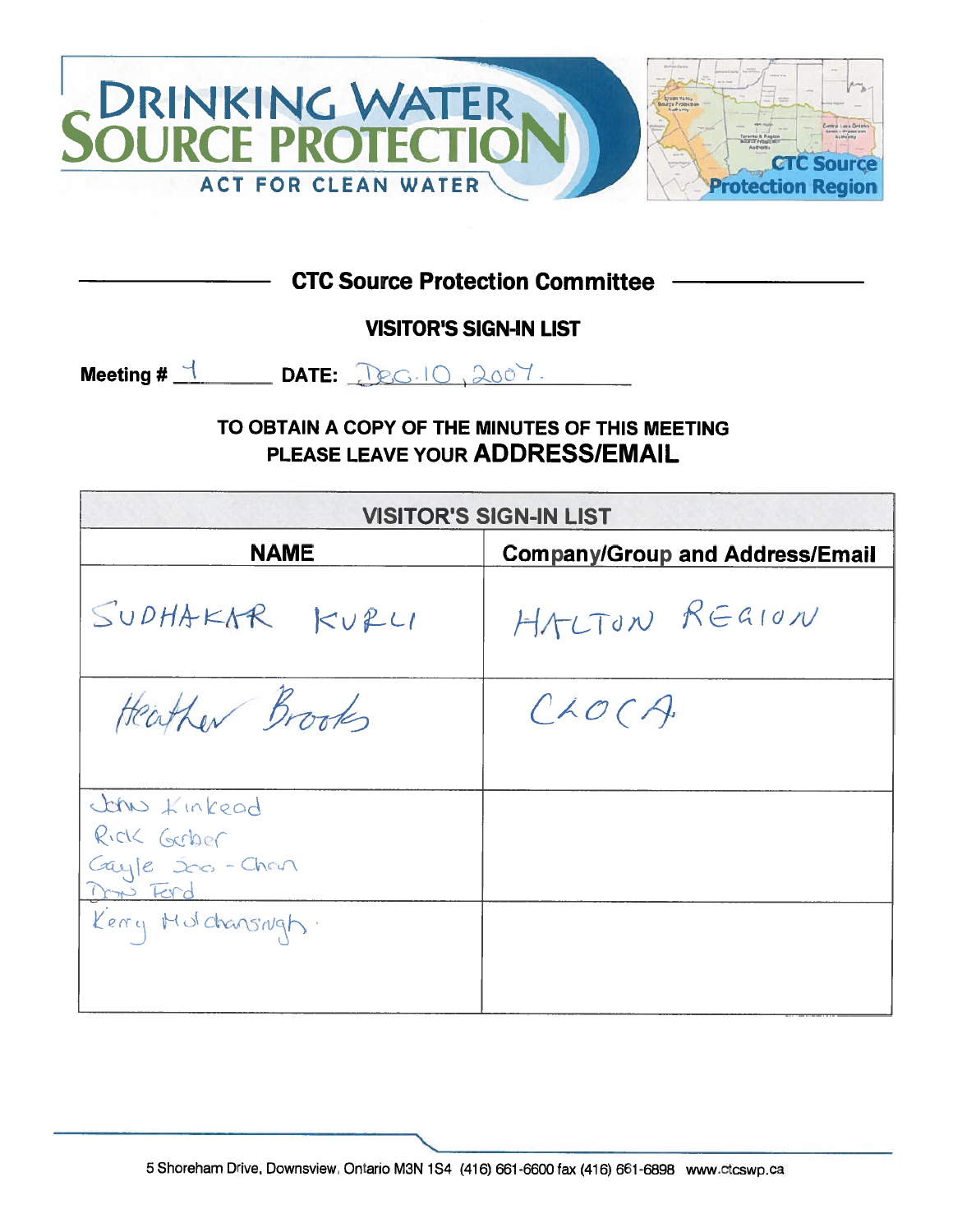DRINKING WATER SOURCE PROTECTION

ACT FOR CLEAN WATER

CTC Source Protection Region

## CTC Source Protection Committee

### VISITOR'S SIGN-IN LIST

**Meeting #** 4 **DATE:** Dec. 10, 2007.

### TO OBTAIN A COPY OF THE MINUTES OF THIS MEETING PLEASE LEAVE YOUR ADDRESS/EMAIL

| VISITOR'S SIGN-IN LIST | |
|---|---|
| **NAME** | **Company/Group and Address/Email** |
| SUDHAKAR KURLI | HALTON REGION |
| Heather Brooks | CLOCA |
| John Kinkead<br>Rick Gerber<br>Gayle Soo - Chan<br>Don Ford | |
| Kerry Mulchansingh. | |

5 Shoreham Drive, Downsview, Ontario M3N 1S4 (416) 661-6600 fax (416) 661-6898 www.ctcswp.ca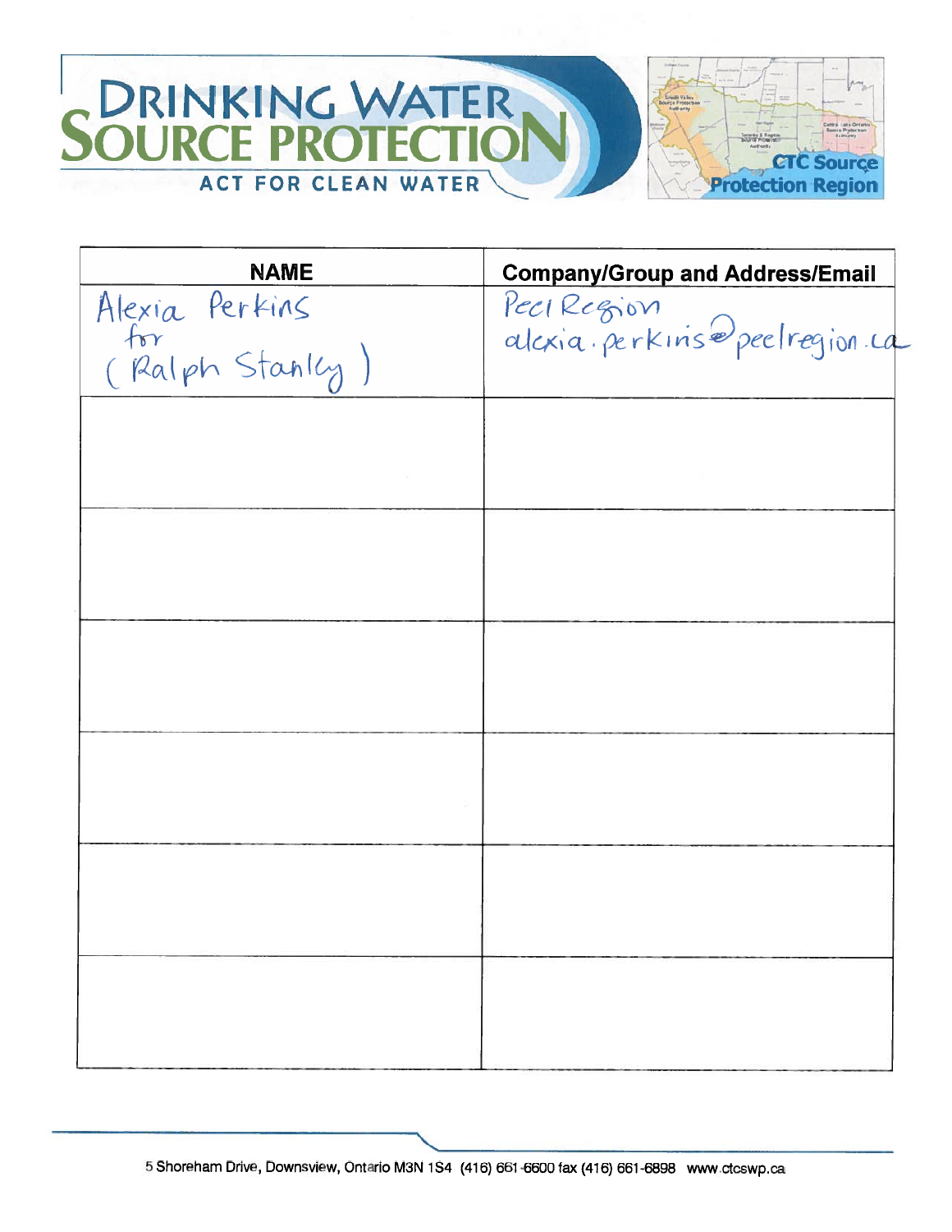# DRINKING WATER SOURCE PROTECTION

ACT FOR CLEAN WATER

CTC Source Protection Region

| NAME | Company/Group and Address/Email |
| --- | --- |
| Alexia Perkins for (Ralph Stanley) | Peel Region alexia.perkins@peelregion.ca |
| | |
| | |
| | |
| | |
| | |
| | |

5 Shoreham Drive, Downsview, Ontario M3N 1S4 (416) 661-6600 fax (416) 661-6898 www.ctcswp.ca